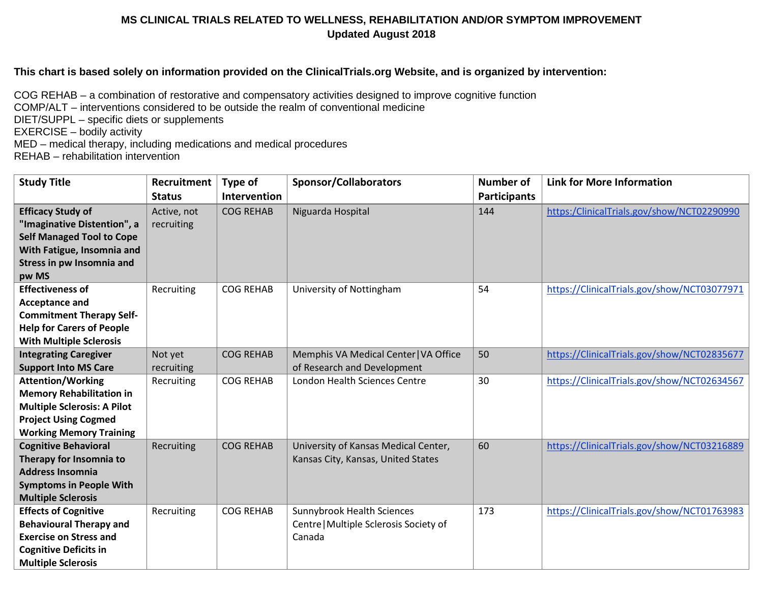# MS CLINICAL TRIALS RELATED TO WELLNESS, REHABILITATION AND/OR SYMPTOM IMPROVEMENT

**Updated August 2018**

**This chart is based solely on information provided on the ClinicalTrials.org Website, and is organized by intervention:**

COG REHAB – a combination of restorative and compensatory activities designed to improve cognitive function
COMP/ALT – interventions considered to be outside the realm of conventional medicine
DIET/SUPPL – specific diets or supplements
EXERCISE – bodily activity
MED – medical therapy, including medications and medical procedures
REHAB – rehabilitation intervention

| Study Title | Recruitment Status | Type of Intervention | Sponsor/Collaborators | Number of Participants | Link for More Information |
|---|---|---|---|---|---|
| **Efficacy Study of "Imaginative Distention", a Self Managed Tool to Cope With Fatigue, Insomnia and Stress in pw Insomnia and pw MS** | Active, not recruiting | COG REHAB | Niguarda Hospital | 144 | https:/ClinicalTrials.gov/show/NCT02290990 |
| **Effectiveness of Acceptance and Commitment Therapy Self-Help for Carers of People With Multiple Sclerosis** | Recruiting | COG REHAB | University of Nottingham | 54 | https://ClinicalTrials.gov/show/NCT03077971 |
| **Integrating Caregiver Support Into MS Care** | Not yet recruiting | COG REHAB | Memphis VA Medical Center\|VA Office of Research and Development | 50 | https://ClinicalTrials.gov/show/NCT02835677 |
| **Attention/Working Memory Rehabilitation in Multiple Sclerosis: A Pilot Project Using Cogmed Working Memory Training** | Recruiting | COG REHAB | London Health Sciences Centre | 30 | https://ClinicalTrials.gov/show/NCT02634567 |
| **Cognitive Behavioral Therapy for Insomnia to Address Insomnia Symptoms in People With Multiple Sclerosis** | Recruiting | COG REHAB | University of Kansas Medical Center, Kansas City, Kansas, United States | 60 | https://ClinicalTrials.gov/show/NCT03216889 |
| **Effects of Cognitive Behavioural Therapy and Exercise on Stress and Cognitive Deficits in Multiple Sclerosis** | Recruiting | COG REHAB | Sunnybrook Health Sciences Centre\|Multiple Sclerosis Society of Canada | 173 | https://ClinicalTrials.gov/show/NCT01763983 |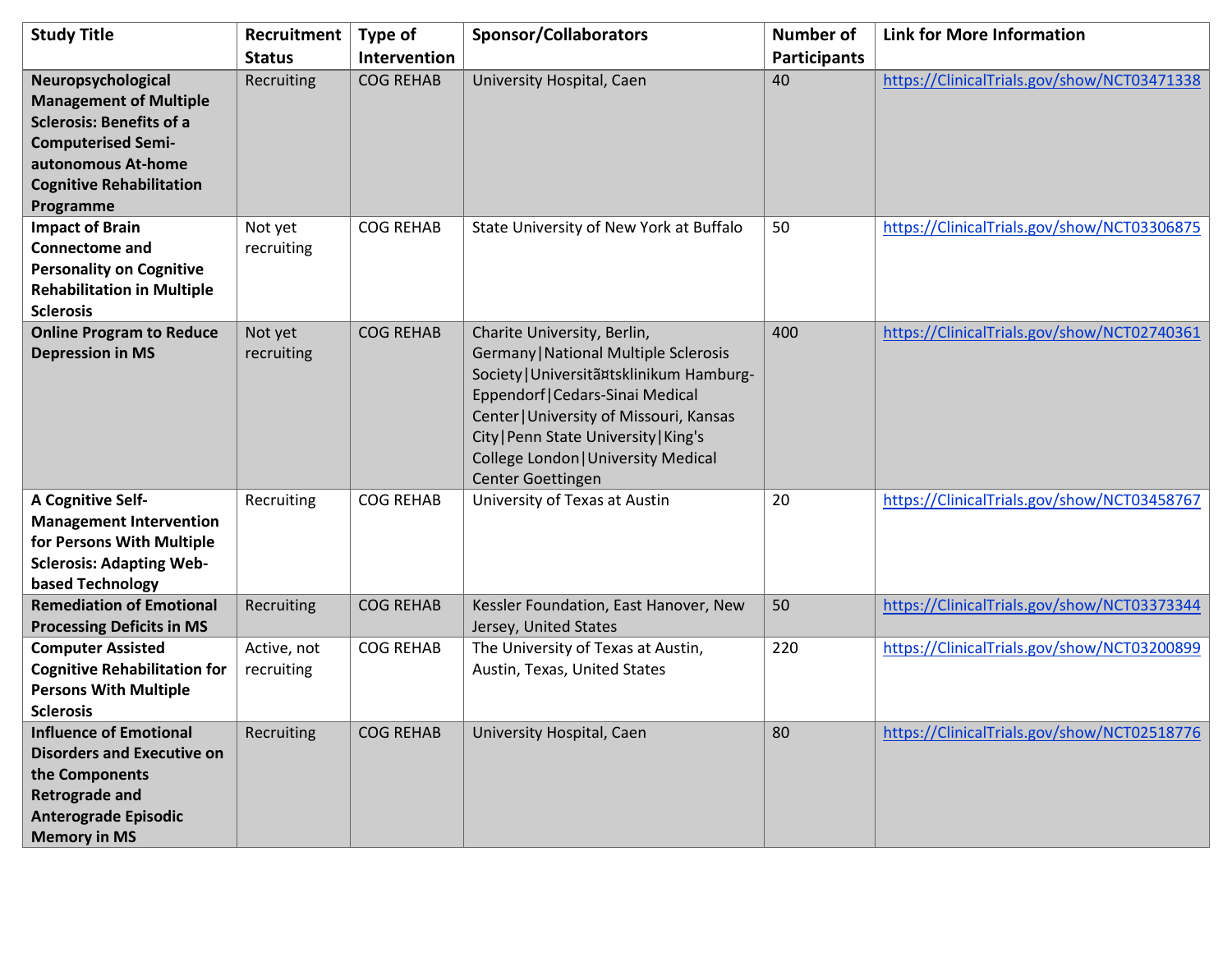| Study Title | Recruitment Status | Type of Intervention | Sponsor/Collaborators | Number of Participants | Link for More Information |
|---|---|---|---|---|---|
| **Neuropsychological Management of Multiple Sclerosis: Benefits of a Computerised Semi-autonomous At-home Cognitive Rehabilitation Programme** | Recruiting | COG REHAB | University Hospital, Caen | 40 | https://ClinicalTrials.gov/show/NCT03471338 |
| **Impact of Brain Connectome and Personality on Cognitive Rehabilitation in Multiple Sclerosis** | Not yet recruiting | COG REHAB | State University of New York at Buffalo | 50 | https://ClinicalTrials.gov/show/NCT03306875 |
| **Online Program to Reduce Depression in MS** | Not yet recruiting | COG REHAB | Charite University, Berlin, Germany\|National Multiple Sclerosis Society\|Universitã¤tsklinikum Hamburg-Eppendorf\|Cedars-Sinai Medical Center\|University of Missouri, Kansas City\|Penn State University\|King's College London\|University Medical Center Goettingen | 400 | https://ClinicalTrials.gov/show/NCT02740361 |
| **A Cognitive Self-Management Intervention for Persons With Multiple Sclerosis: Adapting Web-based Technology** | Recruiting | COG REHAB | University of Texas at Austin | 20 | https://ClinicalTrials.gov/show/NCT03458767 |
| **Remediation of Emotional Processing Deficits in MS** | Recruiting | COG REHAB | Kessler Foundation, East Hanover, New Jersey, United States | 50 | https://ClinicalTrials.gov/show/NCT03373344 |
| **Computer Assisted Cognitive Rehabilitation for Persons With Multiple Sclerosis** | Active, not recruiting | COG REHAB | The University of Texas at Austin, Austin, Texas, United States | 220 | https://ClinicalTrials.gov/show/NCT03200899 |
| **Influence of Emotional Disorders and Executive on the Components Retrograde and Anterograde Episodic Memory in MS** | Recruiting | COG REHAB | University Hospital, Caen | 80 | https://ClinicalTrials.gov/show/NCT02518776 |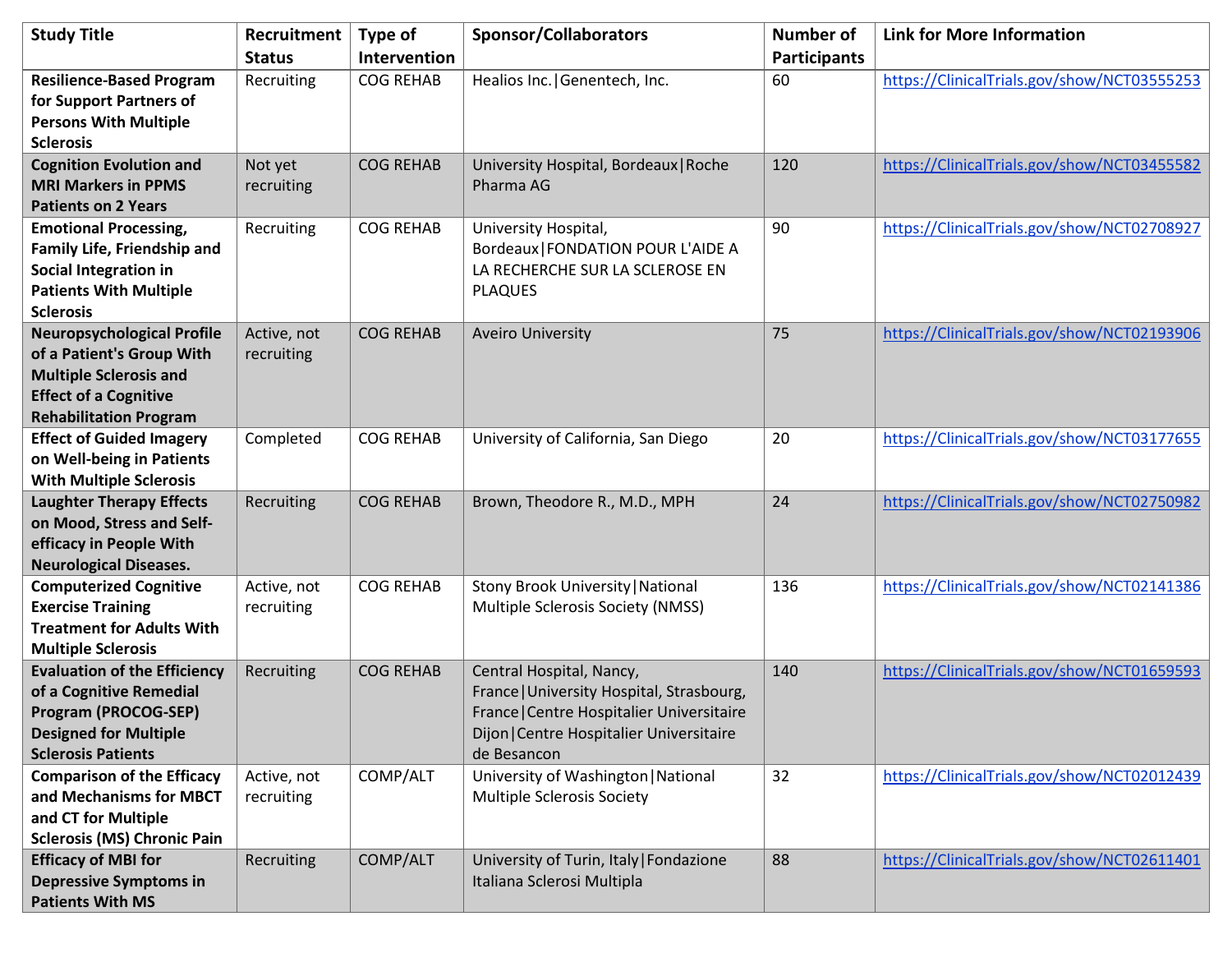| Study Title | Recruitment Status | Type of Intervention | Sponsor/Collaborators | Number of Participants | Link for More Information |
|---|---|---|---|---|---|
| **Resilience-Based Program for Support Partners of Persons With Multiple Sclerosis** | Recruiting | COG REHAB | Healios Inc.\|Genentech, Inc. | 60 | https://ClinicalTrials.gov/show/NCT03555253 |
| **Cognition Evolution and MRI Markers in PPMS Patients on 2 Years** | Not yet recruiting | COG REHAB | University Hospital, Bordeaux\|Roche Pharma AG | 120 | https://ClinicalTrials.gov/show/NCT03455582 |
| **Emotional Processing, Family Life, Friendship and Social Integration in Patients With Multiple Sclerosis** | Recruiting | COG REHAB | University Hospital, Bordeaux\|FONDATION POUR L'AIDE A LA RECHERCHE SUR LA SCLEROSE EN PLAQUES | 90 | https://ClinicalTrials.gov/show/NCT02708927 |
| **Neuropsychological Profile of a Patient's Group With Multiple Sclerosis and Effect of a Cognitive Rehabilitation Program** | Active, not recruiting | COG REHAB | Aveiro University | 75 | https://ClinicalTrials.gov/show/NCT02193906 |
| **Effect of Guided Imagery on Well-being in Patients With Multiple Sclerosis** | Completed | COG REHAB | University of California, San Diego | 20 | https://ClinicalTrials.gov/show/NCT03177655 |
| **Laughter Therapy Effects on Mood, Stress and Self-efficacy in People With Neurological Diseases.** | Recruiting | COG REHAB | Brown, Theodore R., M.D., MPH | 24 | https://ClinicalTrials.gov/show/NCT02750982 |
| **Computerized Cognitive Exercise Training Treatment for Adults With Multiple Sclerosis** | Active, not recruiting | COG REHAB | Stony Brook University\|National Multiple Sclerosis Society (NMSS) | 136 | https://ClinicalTrials.gov/show/NCT02141386 |
| **Evaluation of the Efficiency of a Cognitive Remedial Program (PROCOG-SEP) Designed for Multiple Sclerosis Patients** | Recruiting | COG REHAB | Central Hospital, Nancy, France\|University Hospital, Strasbourg, France\|Centre Hospitalier Universitaire Dijon\|Centre Hospitalier Universitaire de Besancon | 140 | https://ClinicalTrials.gov/show/NCT01659593 |
| **Comparison of the Efficacy and Mechanisms for MBCT and CT for Multiple Sclerosis (MS) Chronic Pain** | Active, not recruiting | COMP/ALT | University of Washington\|National Multiple Sclerosis Society | 32 | https://ClinicalTrials.gov/show/NCT02012439 |
| **Efficacy of MBI for Depressive Symptoms in Patients With MS** | Recruiting | COMP/ALT | University of Turin, Italy\|Fondazione Italiana Sclerosi Multipla | 88 | https://ClinicalTrials.gov/show/NCT02611401 |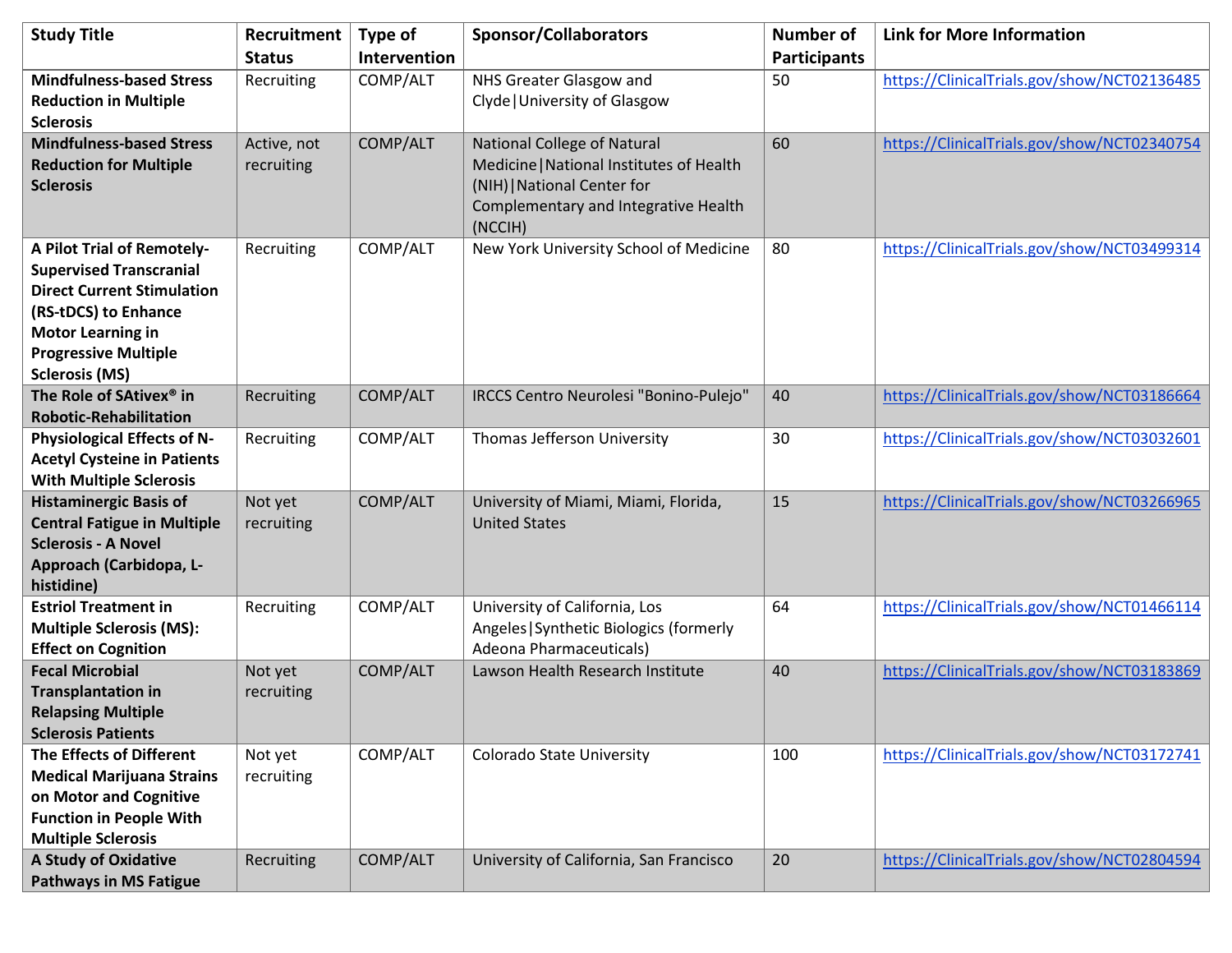| Study Title | Recruitment Status | Type of Intervention | Sponsor/Collaborators | Number of Participants | Link for More Information |
|---|---|---|---|---|---|
| **Mindfulness-based Stress Reduction in Multiple Sclerosis** | Recruiting | COMP/ALT | NHS Greater Glasgow and Clyde\|University of Glasgow | 50 | https://ClinicalTrials.gov/show/NCT02136485 |
| **Mindfulness-based Stress Reduction for Multiple Sclerosis** | Active, not recruiting | COMP/ALT | National College of Natural Medicine\|National Institutes of Health (NIH)\|National Center for Complementary and Integrative Health (NCCIH) | 60 | https://ClinicalTrials.gov/show/NCT02340754 |
| **A Pilot Trial of Remotely-Supervised Transcranial Direct Current Stimulation (RS-tDCS) to Enhance Motor Learning in Progressive Multiple Sclerosis (MS)** | Recruiting | COMP/ALT | New York University School of Medicine | 80 | https://ClinicalTrials.gov/show/NCT03499314 |
| **The Role of SAtivex® in Robotic-Rehabilitation** | Recruiting | COMP/ALT | IRCCS Centro Neurolesi "Bonino-Pulejo" | 40 | https://ClinicalTrials.gov/show/NCT03186664 |
| **Physiological Effects of N-Acetyl Cysteine in Patients With Multiple Sclerosis** | Recruiting | COMP/ALT | Thomas Jefferson University | 30 | https://ClinicalTrials.gov/show/NCT03032601 |
| **Histaminergic Basis of Central Fatigue in Multiple Sclerosis - A Novel Approach (Carbidopa, L-histidine)** | Not yet recruiting | COMP/ALT | University of Miami, Miami, Florida, United States | 15 | https://ClinicalTrials.gov/show/NCT03266965 |
| **Estriol Treatment in Multiple Sclerosis (MS): Effect on Cognition** | Recruiting | COMP/ALT | University of California, Los Angeles\|Synthetic Biologics (formerly Adeona Pharmaceuticals) | 64 | https://ClinicalTrials.gov/show/NCT01466114 |
| **Fecal Microbial Transplantation in Relapsing Multiple Sclerosis Patients** | Not yet recruiting | COMP/ALT | Lawson Health Research Institute | 40 | https://ClinicalTrials.gov/show/NCT03183869 |
| **The Effects of Different Medical Marijuana Strains on Motor and Cognitive Function in People With Multiple Sclerosis** | Not yet recruiting | COMP/ALT | Colorado State University | 100 | https://ClinicalTrials.gov/show/NCT03172741 |
| **A Study of Oxidative Pathways in MS Fatigue** | Recruiting | COMP/ALT | University of California, San Francisco | 20 | https://ClinicalTrials.gov/show/NCT02804594 |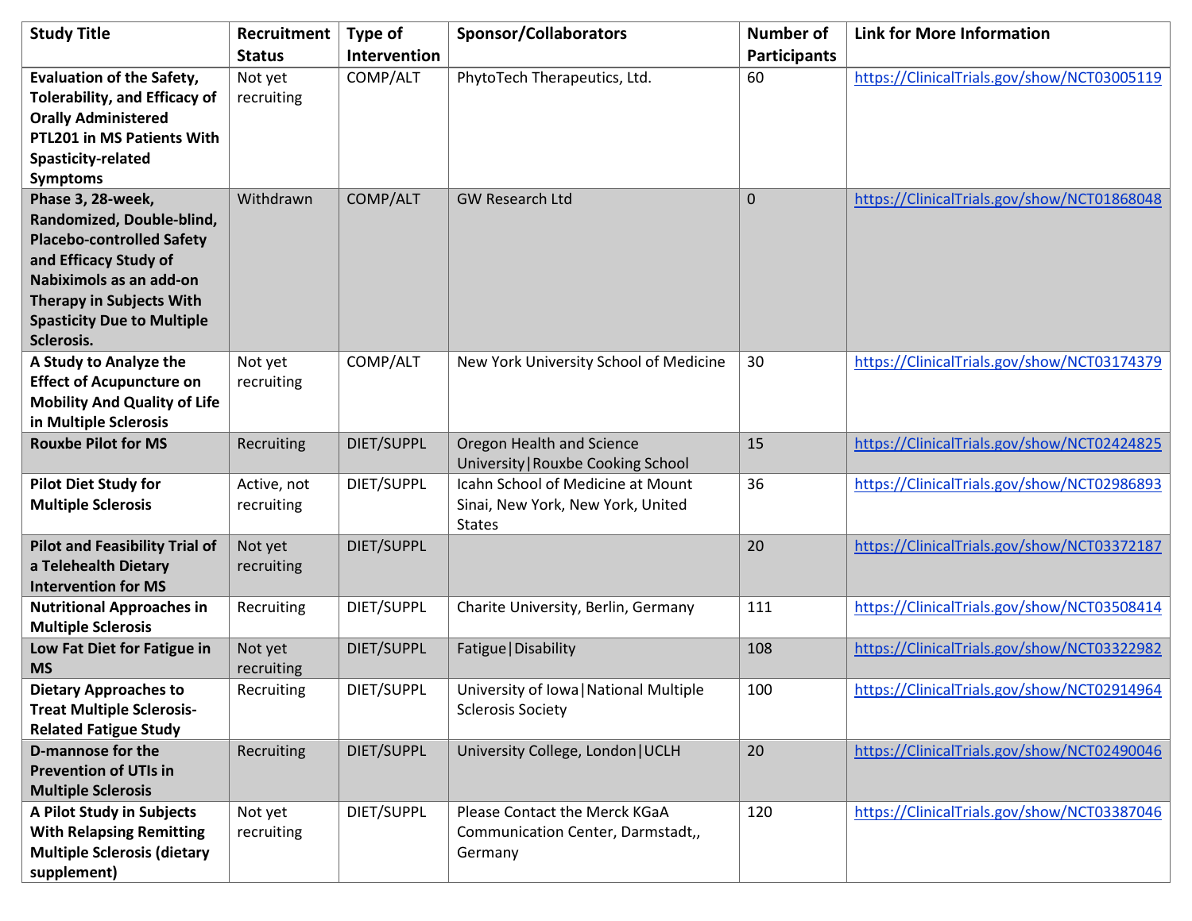| Study Title | Recruitment Status | Type of Intervention | Sponsor/Collaborators | Number of Participants | Link for More Information |
|---|---|---|---|---|---|
| **Evaluation of the Safety, Tolerability, and Efficacy of Orally Administered PTL201 in MS Patients With Spasticity-related Symptoms** | Not yet recruiting | COMP/ALT | PhytoTech Therapeutics, Ltd. | 60 | https://ClinicalTrials.gov/show/NCT03005119 |
| **Phase 3, 28-week, Randomized, Double-blind, Placebo-controlled Safety and Efficacy Study of Nabiximols as an add-on Therapy in Subjects With Spasticity Due to Multiple Sclerosis.** | Withdrawn | COMP/ALT | GW Research Ltd | 0 | https://ClinicalTrials.gov/show/NCT01868048 |
| **A Study to Analyze the Effect of Acupuncture on Mobility And Quality of Life in Multiple Sclerosis** | Not yet recruiting | COMP/ALT | New York University School of Medicine | 30 | https://ClinicalTrials.gov/show/NCT03174379 |
| **Rouxbe Pilot for MS** | Recruiting | DIET/SUPPL | Oregon Health and Science University\|Rouxbe Cooking School | 15 | https://ClinicalTrials.gov/show/NCT02424825 |
| **Pilot Diet Study for Multiple Sclerosis** | Active, not recruiting | DIET/SUPPL | Icahn School of Medicine at Mount Sinai, New York, New York, United States | 36 | https://ClinicalTrials.gov/show/NCT02986893 |
| **Pilot and Feasibility Trial of a Telehealth Dietary Intervention for MS** | Not yet recruiting | DIET/SUPPL | | 20 | https://ClinicalTrials.gov/show/NCT03372187 |
| **Nutritional Approaches in Multiple Sclerosis** | Recruiting | DIET/SUPPL | Charite University, Berlin, Germany | 111 | https://ClinicalTrials.gov/show/NCT03508414 |
| **Low Fat Diet for Fatigue in MS** | Not yet recruiting | DIET/SUPPL | Fatigue\|Disability | 108 | https://ClinicalTrials.gov/show/NCT03322982 |
| **Dietary Approaches to Treat Multiple Sclerosis-Related Fatigue Study** | Recruiting | DIET/SUPPL | University of Iowa\|National Multiple Sclerosis Society | 100 | https://ClinicalTrials.gov/show/NCT02914964 |
| **D-mannose for the Prevention of UTIs in Multiple Sclerosis** | Recruiting | DIET/SUPPL | University College, London\|UCLH | 20 | https://ClinicalTrials.gov/show/NCT02490046 |
| **A Pilot Study in Subjects With Relapsing Remitting Multiple Sclerosis (dietary supplement)** | Not yet recruiting | DIET/SUPPL | Please Contact the Merck KGaA Communication Center, Darmstadt,, Germany | 120 | https://ClinicalTrials.gov/show/NCT03387046 |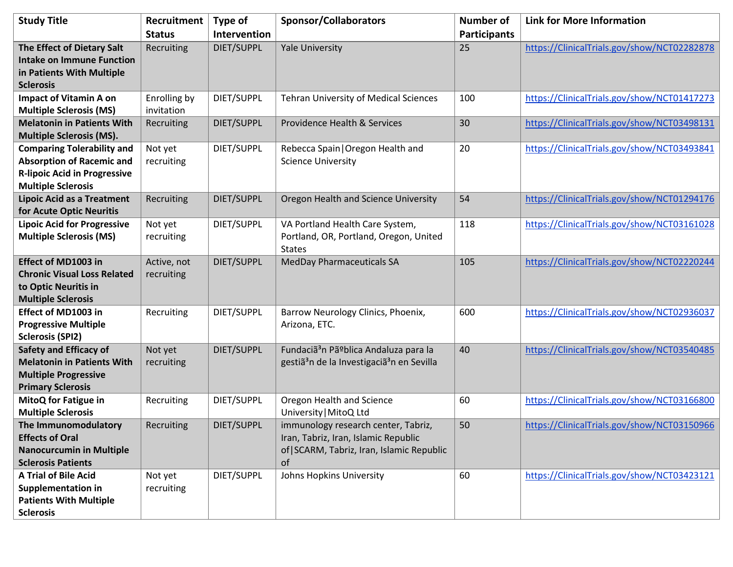| Study Title | Recruitment Status | Type of Intervention | Sponsor/Collaborators | Number of Participants | Link for More Information |
|---|---|---|---|---|---|
| **The Effect of Dietary Salt Intake on Immune Function in Patients With Multiple Sclerosis** | Recruiting | DIET/SUPPL | Yale University | 25 | https://ClinicalTrials.gov/show/NCT02282878 |
| **Impact of Vitamin A on Multiple Sclerosis (MS)** | Enrolling by invitation | DIET/SUPPL | Tehran University of Medical Sciences | 100 | https://ClinicalTrials.gov/show/NCT01417273 |
| **Melatonin in Patients With Multiple Sclerosis (MS).** | Recruiting | DIET/SUPPL | Providence Health & Services | 30 | https://ClinicalTrials.gov/show/NCT03498131 |
| **Comparing Tolerability and Absorption of Racemic and R-lipoic Acid in Progressive Multiple Sclerosis** | Not yet recruiting | DIET/SUPPL | Rebecca Spain\|Oregon Health and Science University | 20 | https://ClinicalTrials.gov/show/NCT03493841 |
| **Lipoic Acid as a Treatment for Acute Optic Neuritis** | Recruiting | DIET/SUPPL | Oregon Health and Science University | 54 | https://ClinicalTrials.gov/show/NCT01294176 |
| **Lipoic Acid for Progressive Multiple Sclerosis (MS)** | Not yet recruiting | DIET/SUPPL | VA Portland Health Care System, Portland, OR, Portland, Oregon, United States | 118 | https://ClinicalTrials.gov/show/NCT03161028 |
| **Effect of MD1003 in Chronic Visual Loss Related to Optic Neuritis in Multiple Sclerosis** | Active, not recruiting | DIET/SUPPL | MedDay Pharmaceuticals SA | 105 | https://ClinicalTrials.gov/show/NCT02220244 |
| **Effect of MD1003 in Progressive Multiple Sclerosis (SPI2)** | Recruiting | DIET/SUPPL | Barrow Neurology Clinics, Phoenix, Arizona, ETC. | 600 | https://ClinicalTrials.gov/show/NCT02936037 |
| **Safety and Efficacy of Melatonin in Patients With Multiple Progressive Primary Sclerosis** | Not yet recruiting | DIET/SUPPL | Fundaciã³n Pãºblica Andaluza para la gestiã³n de la Investigaciã³n en Sevilla | 40 | https://ClinicalTrials.gov/show/NCT03540485 |
| **MitoQ for Fatigue in Multiple Sclerosis** | Recruiting | DIET/SUPPL | Oregon Health and Science University\|MitoQ Ltd | 60 | https://ClinicalTrials.gov/show/NCT03166800 |
| **The Immunomodulatory Effects of Oral Nanocurcumin in Multiple Sclerosis Patients** | Recruiting | DIET/SUPPL | immunology research center, Tabriz, Iran, Tabriz, Iran, Islamic Republic of\|SCARM, Tabriz, Iran, Islamic Republic of | 50 | https://ClinicalTrials.gov/show/NCT03150966 |
| **A Trial of Bile Acid Supplementation in Patients With Multiple Sclerosis** | Not yet recruiting | DIET/SUPPL | Johns Hopkins University | 60 | https://ClinicalTrials.gov/show/NCT03423121 |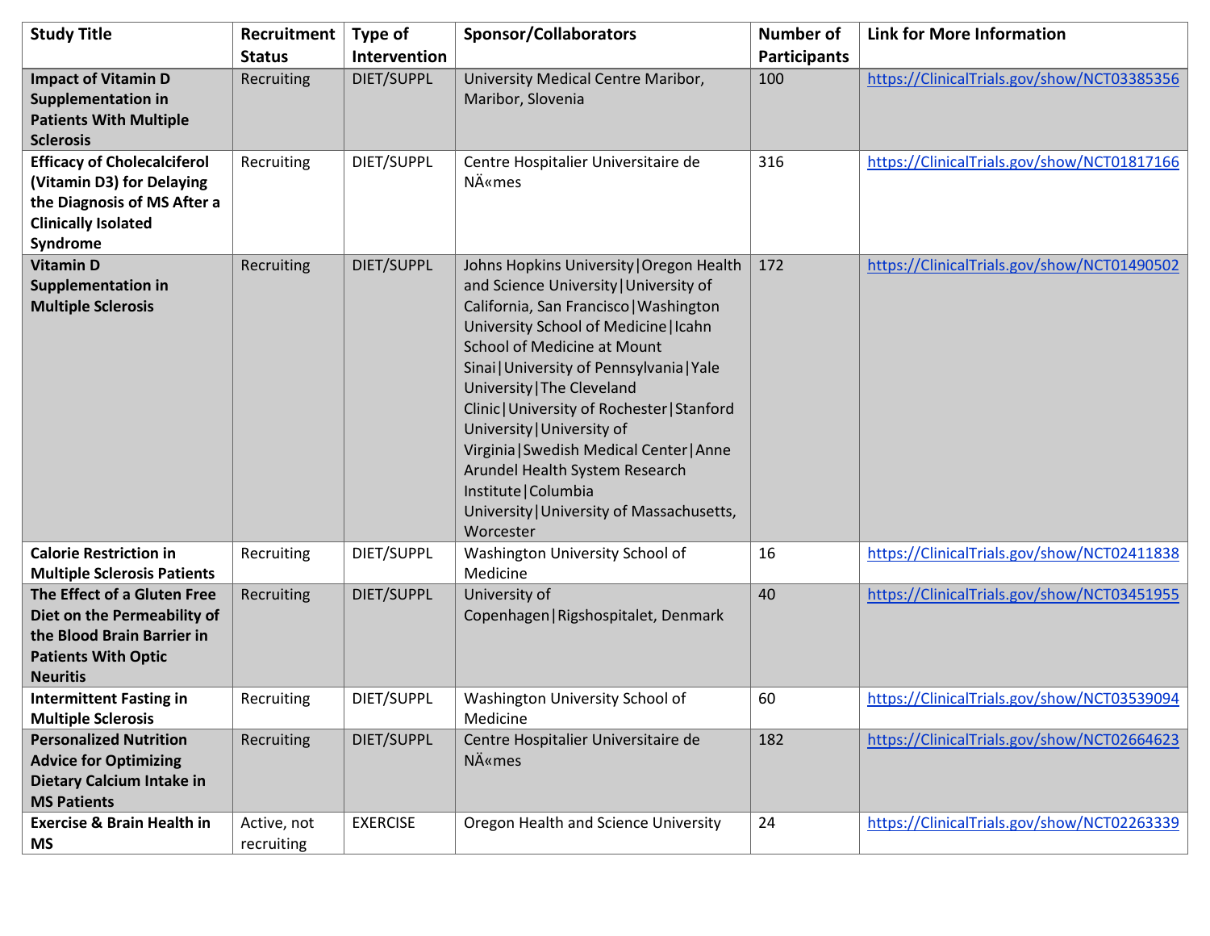| Study Title | Recruitment Status | Type of Intervention | Sponsor/Collaborators | Number of Participants | Link for More Information |
|---|---|---|---|---|---|
| **Impact of Vitamin D Supplementation in Patients With Multiple Sclerosis** | Recruiting | DIET/SUPPL | University Medical Centre Maribor, Maribor, Slovenia | 100 | https://ClinicalTrials.gov/show/NCT03385356 |
| **Efficacy of Cholecalciferol (Vitamin D3) for Delaying the Diagnosis of MS After a Clinically Isolated Syndrome** | Recruiting | DIET/SUPPL | Centre Hospitalier Universitaire de NÃ«mes | 316 | https://ClinicalTrials.gov/show/NCT01817166 |
| **Vitamin D Supplementation in Multiple Sclerosis** | Recruiting | DIET/SUPPL | Johns Hopkins University\|Oregon Health and Science University\|University of California, San Francisco\|Washington University School of Medicine\|Icahn School of Medicine at Mount Sinai\|University of Pennsylvania\|Yale University\|The Cleveland Clinic\|University of Rochester\|Stanford University\|University of Virginia\|Swedish Medical Center\|Anne Arundel Health System Research Institute\|Columbia University\|University of Massachusetts, Worcester | 172 | https://ClinicalTrials.gov/show/NCT01490502 |
| **Calorie Restriction in Multiple Sclerosis Patients** | Recruiting | DIET/SUPPL | Washington University School of Medicine | 16 | https://ClinicalTrials.gov/show/NCT02411838 |
| **The Effect of a Gluten Free Diet on the Permeability of the Blood Brain Barrier in Patients With Optic Neuritis** | Recruiting | DIET/SUPPL | University of Copenhagen\|Rigshospitalet, Denmark | 40 | https://ClinicalTrials.gov/show/NCT03451955 |
| **Intermittent Fasting in Multiple Sclerosis** | Recruiting | DIET/SUPPL | Washington University School of Medicine | 60 | https://ClinicalTrials.gov/show/NCT03539094 |
| **Personalized Nutrition Advice for Optimizing Dietary Calcium Intake in MS Patients** | Recruiting | DIET/SUPPL | Centre Hospitalier Universitaire de NÃ«mes | 182 | https://ClinicalTrials.gov/show/NCT02664623 |
| **Exercise & Brain Health in MS** | Active, not recruiting | EXERCISE | Oregon Health and Science University | 24 | https://ClinicalTrials.gov/show/NCT02263339 |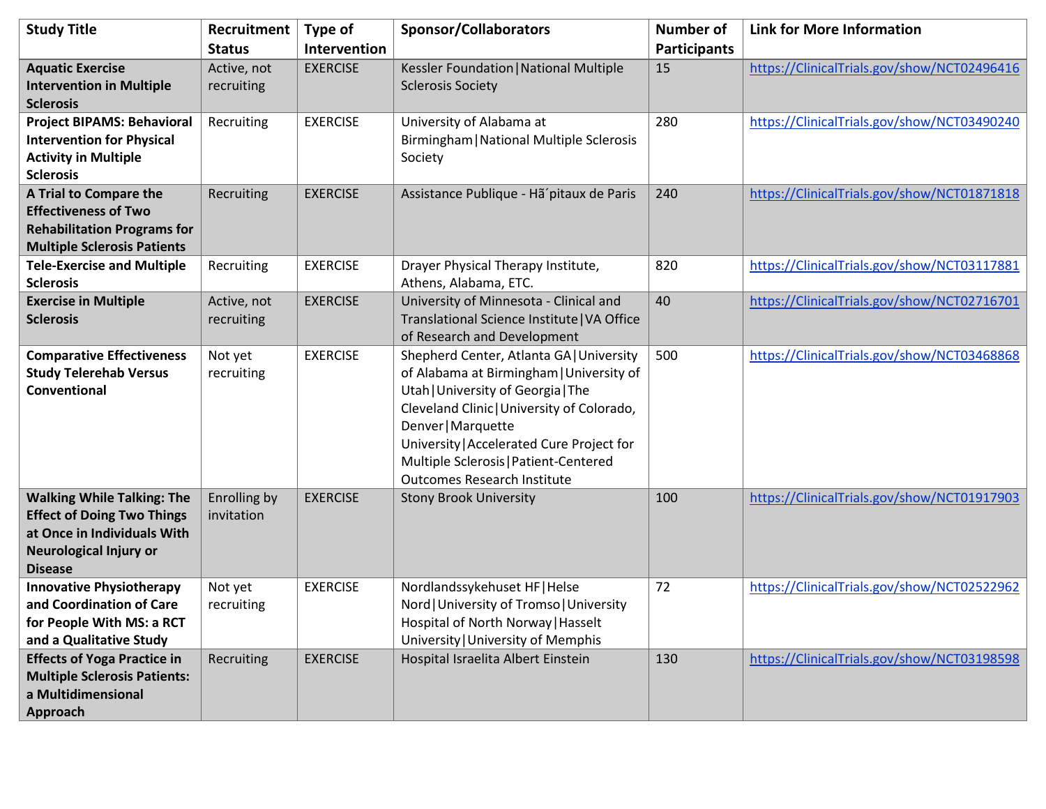| Study Title | Recruitment Status | Type of Intervention | Sponsor/Collaborators | Number of Participants | Link for More Information |
|---|---|---|---|---|---|
| **Aquatic Exercise Intervention in Multiple Sclerosis** | Active, not recruiting | EXERCISE | Kessler Foundation\|National Multiple Sclerosis Society | 15 | https://ClinicalTrials.gov/show/NCT02496416 |
| **Project BIPAMS: Behavioral Intervention for Physical Activity in Multiple Sclerosis** | Recruiting | EXERCISE | University of Alabama at Birmingham\|National Multiple Sclerosis Society | 280 | https://ClinicalTrials.gov/show/NCT03490240 |
| **A Trial to Compare the Effectiveness of Two Rehabilitation Programs for Multiple Sclerosis Patients** | Recruiting | EXERCISE | Assistance Publique - Hã´pitaux de Paris | 240 | https://ClinicalTrials.gov/show/NCT01871818 |
| **Tele-Exercise and Multiple Sclerosis** | Recruiting | EXERCISE | Drayer Physical Therapy Institute, Athens, Alabama, ETC. | 820 | https://ClinicalTrials.gov/show/NCT03117881 |
| **Exercise in Multiple Sclerosis** | Active, not recruiting | EXERCISE | University of Minnesota - Clinical and Translational Science Institute\|VA Office of Research and Development | 40 | https://ClinicalTrials.gov/show/NCT02716701 |
| **Comparative Effectiveness Study Telerehab Versus Conventional** | Not yet recruiting | EXERCISE | Shepherd Center, Atlanta GA\|University of Alabama at Birmingham\|University of Utah\|University of Georgia\|The Cleveland Clinic\|University of Colorado, Denver\|Marquette University\|Accelerated Cure Project for Multiple Sclerosis\|Patient-Centered Outcomes Research Institute | 500 | https://ClinicalTrials.gov/show/NCT03468868 |
| **Walking While Talking: The Effect of Doing Two Things at Once in Individuals With Neurological Injury or Disease** | Enrolling by invitation | EXERCISE | Stony Brook University | 100 | https://ClinicalTrials.gov/show/NCT01917903 |
| **Innovative Physiotherapy and Coordination of Care for People With MS: a RCT and a Qualitative Study** | Not yet recruiting | EXERCISE | Nordlandssykehuset HF\|Helse Nord\|University of Tromso\|University Hospital of North Norway\|Hasselt University\|University of Memphis | 72 | https://ClinicalTrials.gov/show/NCT02522962 |
| **Effects of Yoga Practice in Multiple Sclerosis Patients: a Multidimensional Approach** | Recruiting | EXERCISE | Hospital Israelita Albert Einstein | 130 | https://ClinicalTrials.gov/show/NCT03198598 |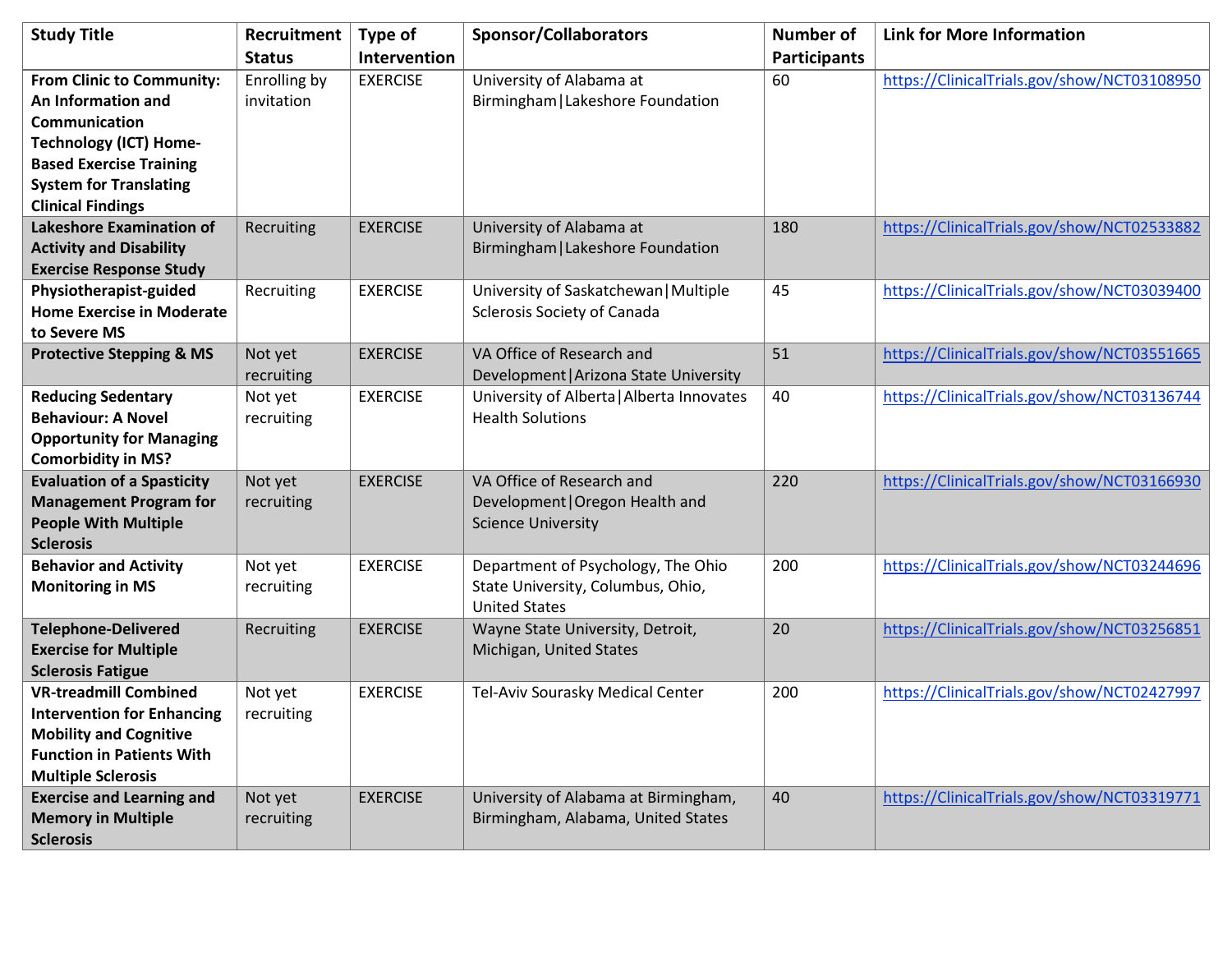| Study Title | Recruitment Status | Type of Intervention | Sponsor/Collaborators | Number of Participants | Link for More Information |
|---|---|---|---|---|---|
| **From Clinic to Community: An Information and Communication Technology (ICT) Home-Based Exercise Training System for Translating Clinical Findings** | Enrolling by invitation | EXERCISE | University of Alabama at Birmingham\|Lakeshore Foundation | 60 | https://ClinicalTrials.gov/show/NCT03108950 |
| **Lakeshore Examination of Activity and Disability Exercise Response Study** | Recruiting | EXERCISE | University of Alabama at Birmingham\|Lakeshore Foundation | 180 | https://ClinicalTrials.gov/show/NCT02533882 |
| **Physiotherapist-guided Home Exercise in Moderate to Severe MS** | Recruiting | EXERCISE | University of Saskatchewan\|Multiple Sclerosis Society of Canada | 45 | https://ClinicalTrials.gov/show/NCT03039400 |
| **Protective Stepping & MS** | Not yet recruiting | EXERCISE | VA Office of Research and Development\|Arizona State University | 51 | https://ClinicalTrials.gov/show/NCT03551665 |
| **Reducing Sedentary Behaviour: A Novel Opportunity for Managing Comorbidity in MS?** | Not yet recruiting | EXERCISE | University of Alberta\|Alberta Innovates Health Solutions | 40 | https://ClinicalTrials.gov/show/NCT03136744 |
| **Evaluation of a Spasticity Management Program for People With Multiple Sclerosis** | Not yet recruiting | EXERCISE | VA Office of Research and Development\|Oregon Health and Science University | 220 | https://ClinicalTrials.gov/show/NCT03166930 |
| **Behavior and Activity Monitoring in MS** | Not yet recruiting | EXERCISE | Department of Psychology, The Ohio State University, Columbus, Ohio, United States | 200 | https://ClinicalTrials.gov/show/NCT03244696 |
| **Telephone-Delivered Exercise for Multiple Sclerosis Fatigue** | Recruiting | EXERCISE | Wayne State University, Detroit, Michigan, United States | 20 | https://ClinicalTrials.gov/show/NCT03256851 |
| **VR-treadmill Combined Intervention for Enhancing Mobility and Cognitive Function in Patients With Multiple Sclerosis** | Not yet recruiting | EXERCISE | Tel-Aviv Sourasky Medical Center | 200 | https://ClinicalTrials.gov/show/NCT02427997 |
| **Exercise and Learning and Memory in Multiple Sclerosis** | Not yet recruiting | EXERCISE | University of Alabama at Birmingham, Birmingham, Alabama, United States | 40 | https://ClinicalTrials.gov/show/NCT03319771 |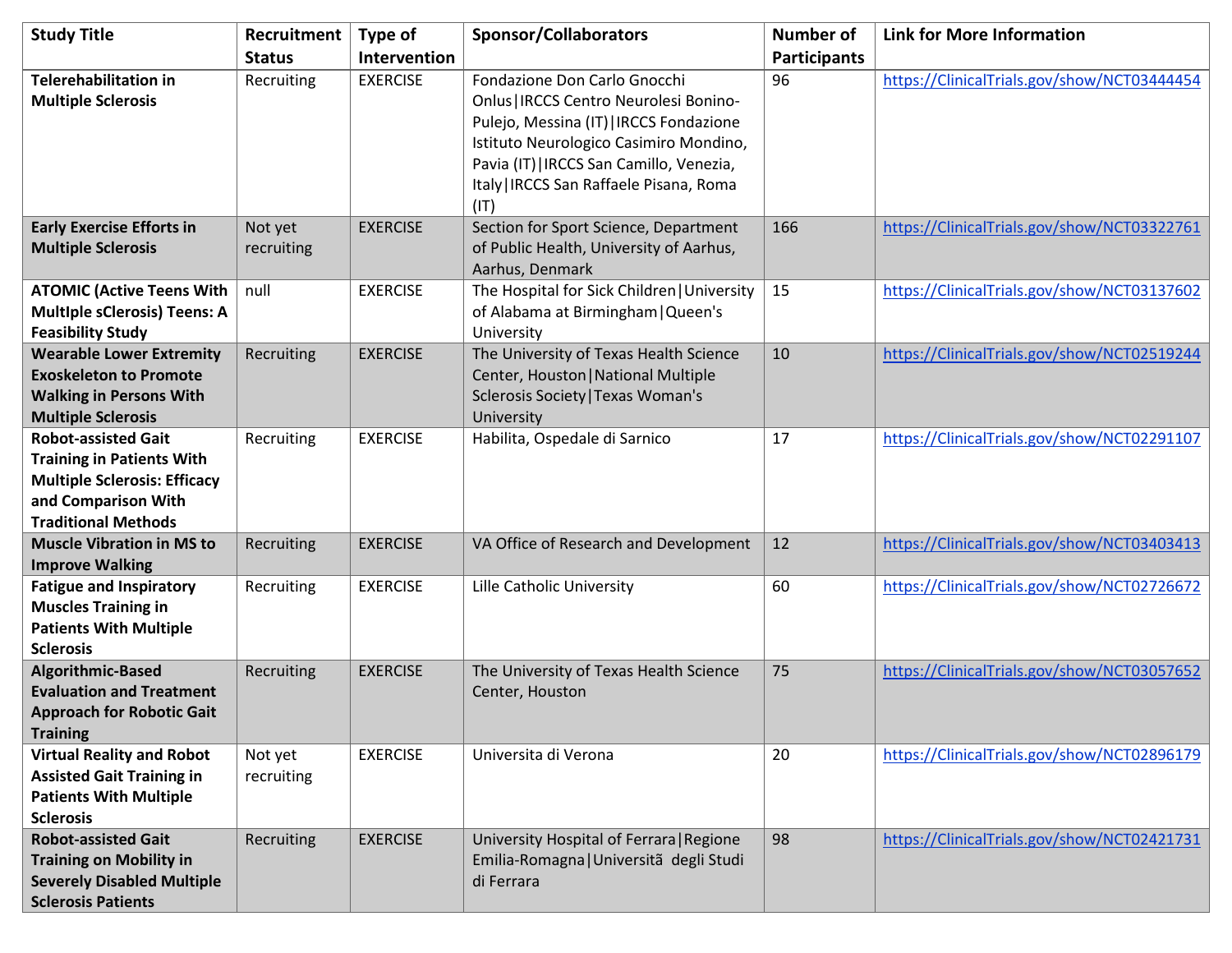| Study Title | Recruitment Status | Type of Intervention | Sponsor/Collaborators | Number of Participants | Link for More Information |
|---|---|---|---|---|---|
| **Telerehabilitation in Multiple Sclerosis** | Recruiting | EXERCISE | Fondazione Don Carlo Gnocchi Onlus\|IRCCS Centro Neurolesi Bonino-Pulejo, Messina (IT)\|IRCCS Fondazione Istituto Neurologico Casimiro Mondino, Pavia (IT)\|IRCCS San Camillo, Venezia, Italy\|IRCCS San Raffaele Pisana, Roma (IT) | 96 | https://ClinicalTrials.gov/show/NCT03444454 |
| **Early Exercise Efforts in Multiple Sclerosis** | Not yet recruiting | EXERCISE | Section for Sport Science, Department of Public Health, University of Aarhus, Aarhus, Denmark | 166 | https://ClinicalTrials.gov/show/NCT03322761 |
| **ATOMIC (Active Teens With MultIple sClerosis) Teens: A Feasibility Study** | null | EXERCISE | The Hospital for Sick Children\|University of Alabama at Birmingham\|Queen's University | 15 | https://ClinicalTrials.gov/show/NCT03137602 |
| **Wearable Lower Extremity Exoskeleton to Promote Walking in Persons With Multiple Sclerosis** | Recruiting | EXERCISE | The University of Texas Health Science Center, Houston\|National Multiple Sclerosis Society\|Texas Woman's University | 10 | https://ClinicalTrials.gov/show/NCT02519244 |
| **Robot-assisted Gait Training in Patients With Multiple Sclerosis: Efficacy and Comparison With Traditional Methods** | Recruiting | EXERCISE | Habilita, Ospedale di Sarnico | 17 | https://ClinicalTrials.gov/show/NCT02291107 |
| **Muscle Vibration in MS to Improve Walking** | Recruiting | EXERCISE | VA Office of Research and Development | 12 | https://ClinicalTrials.gov/show/NCT03403413 |
| **Fatigue and Inspiratory Muscles Training in Patients With Multiple Sclerosis** | Recruiting | EXERCISE | Lille Catholic University | 60 | https://ClinicalTrials.gov/show/NCT02726672 |
| **Algorithmic-Based Evaluation and Treatment Approach for Robotic Gait Training** | Recruiting | EXERCISE | The University of Texas Health Science Center, Houston | 75 | https://ClinicalTrials.gov/show/NCT03057652 |
| **Virtual Reality and Robot Assisted Gait Training in Patients With Multiple Sclerosis** | Not yet recruiting | EXERCISE | Universita di Verona | 20 | https://ClinicalTrials.gov/show/NCT02896179 |
| **Robot-assisted Gait Training on Mobility in Severely Disabled Multiple Sclerosis Patients** | Recruiting | EXERCISE | University Hospital of Ferrara\|Regione Emilia-Romagna\|Universitã  degli Studi di Ferrara | 98 | https://ClinicalTrials.gov/show/NCT02421731 |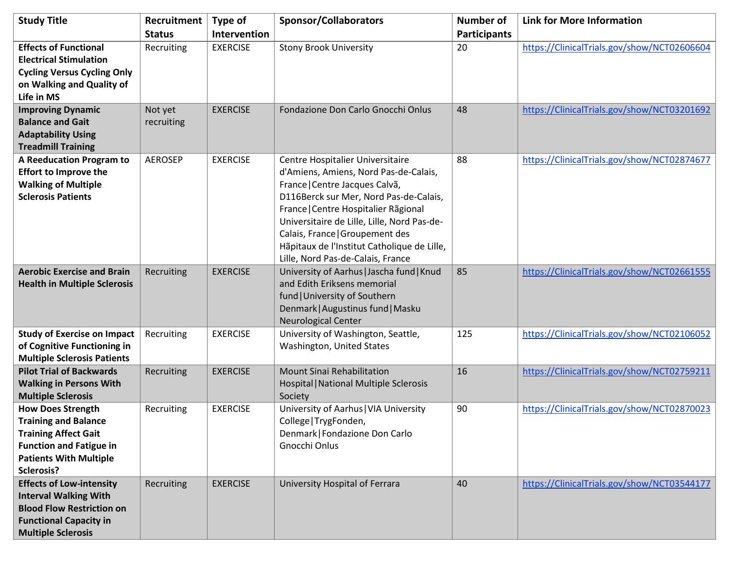| Study Title | Recruitment Status | Type of Intervention | Sponsor/Collaborators | Number of Participants | Link for More Information |
|---|---|---|---|---|---|
| **Effects of Functional Electrical Stimulation Cycling Versus Cycling Only on Walking and Quality of Life in MS** | Recruiting | EXERCISE | Stony Brook University | 20 | https://ClinicalTrials.gov/show/NCT02606604 |
| **Improving Dynamic Balance and Gait Adaptability Using Treadmill Training** | Not yet recruiting | EXERCISE | Fondazione Don Carlo Gnocchi Onlus | 48 | https://ClinicalTrials.gov/show/NCT03201692 |
| **A Reeducation Program to Effort to Improve the Walking of Multiple Sclerosis Patients** | AEROSEP | EXERCISE | Centre Hospitalier Universitaire d'Amiens, Amiens, Nord Pas-de-Calais, France\|Centre Jacques Calvã, D116Berck sur Mer, Nord Pas-de-Calais, France\|Centre Hospitalier Rãgional Universitaire de Lille, Lille, Nord Pas-de-Calais, France\|Groupement des Hãpitaux de l'Institut Catholique de Lille, Lille, Nord Pas-de-Calais, France | 88 | https://ClinicalTrials.gov/show/NCT02874677 |
| **Aerobic Exercise and Brain Health in Multiple Sclerosis** | Recruiting | EXERCISE | University of Aarhus\|Jascha fund\|Knud and Edith Eriksens memorial fund\|University of Southern Denmark\|Augustinus fund\|Masku Neurological Center | 85 | https://ClinicalTrials.gov/show/NCT02661555 |
| **Study of Exercise on Impact of Cognitive Functioning in Multiple Sclerosis Patients** | Recruiting | EXERCISE | University of Washington, Seattle, Washington, United States | 125 | https://ClinicalTrials.gov/show/NCT02106052 |
| **Pilot Trial of Backwards Walking in Persons With Multiple Sclerosis** | Recruiting | EXERCISE | Mount Sinai Rehabilitation Hospital\|National Multiple Sclerosis Society | 16 | https://ClinicalTrials.gov/show/NCT02759211 |
| **How Does Strength Training and Balance Training Affect Gait Function and Fatigue in Patients With Multiple Sclerosis?** | Recruiting | EXERCISE | University of Aarhus\|VIA University College\|TrygFonden, Denmark\|Fondazione Don Carlo Gnocchi Onlus | 90 | https://ClinicalTrials.gov/show/NCT02870023 |
| **Effects of Low-intensity Interval Walking With Blood Flow Restriction on Functional Capacity in Multiple Sclerosis** | Recruiting | EXERCISE | University Hospital of Ferrara | 40 | https://ClinicalTrials.gov/show/NCT03544177 |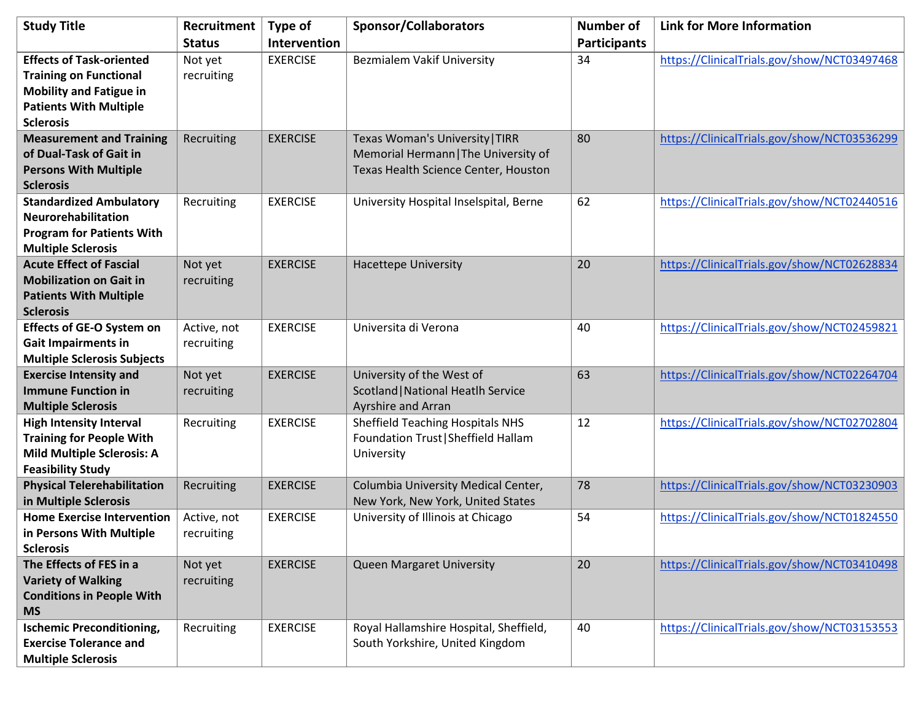| Study Title | Recruitment Status | Type of Intervention | Sponsor/Collaborators | Number of Participants | Link for More Information |
|---|---|---|---|---|---|
| **Effects of Task-oriented Training on Functional Mobility and Fatigue in Patients With Multiple Sclerosis** | Not yet recruiting | EXERCISE | Bezmialem Vakif University | 34 | https://ClinicalTrials.gov/show/NCT03497468 |
| **Measurement and Training of Dual-Task of Gait in Persons With Multiple Sclerosis** | Recruiting | EXERCISE | Texas Woman's University\|TIRR Memorial Hermann\|The University of Texas Health Science Center, Houston | 80 | https://ClinicalTrials.gov/show/NCT03536299 |
| **Standardized Ambulatory Neurorehabilitation Program for Patients With Multiple Sclerosis** | Recruiting | EXERCISE | University Hospital Inselspital, Berne | 62 | https://ClinicalTrials.gov/show/NCT02440516 |
| **Acute Effect of Fascial Mobilization on Gait in Patients With Multiple Sclerosis** | Not yet recruiting | EXERCISE | Hacettepe University | 20 | https://ClinicalTrials.gov/show/NCT02628834 |
| **Effects of GE-O System on Gait Impairments in Multiple Sclerosis Subjects** | Active, not recruiting | EXERCISE | Universita di Verona | 40 | https://ClinicalTrials.gov/show/NCT02459821 |
| **Exercise Intensity and Immune Function in Multiple Sclerosis** | Not yet recruiting | EXERCISE | University of the West of Scotland\|National Heatlh Service Ayrshire and Arran | 63 | https://ClinicalTrials.gov/show/NCT02264704 |
| **High Intensity Interval Training for People With Mild Multiple Sclerosis: A Feasibility Study** | Recruiting | EXERCISE | Sheffield Teaching Hospitals NHS Foundation Trust\|Sheffield Hallam University | 12 | https://ClinicalTrials.gov/show/NCT02702804 |
| **Physical Telerehabilitation in Multiple Sclerosis** | Recruiting | EXERCISE | Columbia University Medical Center, New York, New York, United States | 78 | https://ClinicalTrials.gov/show/NCT03230903 |
| **Home Exercise Intervention in Persons With Multiple Sclerosis** | Active, not recruiting | EXERCISE | University of Illinois at Chicago | 54 | https://ClinicalTrials.gov/show/NCT01824550 |
| **The Effects of FES in a Variety of Walking Conditions in People With MS** | Not yet recruiting | EXERCISE | Queen Margaret University | 20 | https://ClinicalTrials.gov/show/NCT03410498 |
| **Ischemic Preconditioning, Exercise Tolerance and Multiple Sclerosis** | Recruiting | EXERCISE | Royal Hallamshire Hospital, Sheffield, South Yorkshire, United Kingdom | 40 | https://ClinicalTrials.gov/show/NCT03153553 |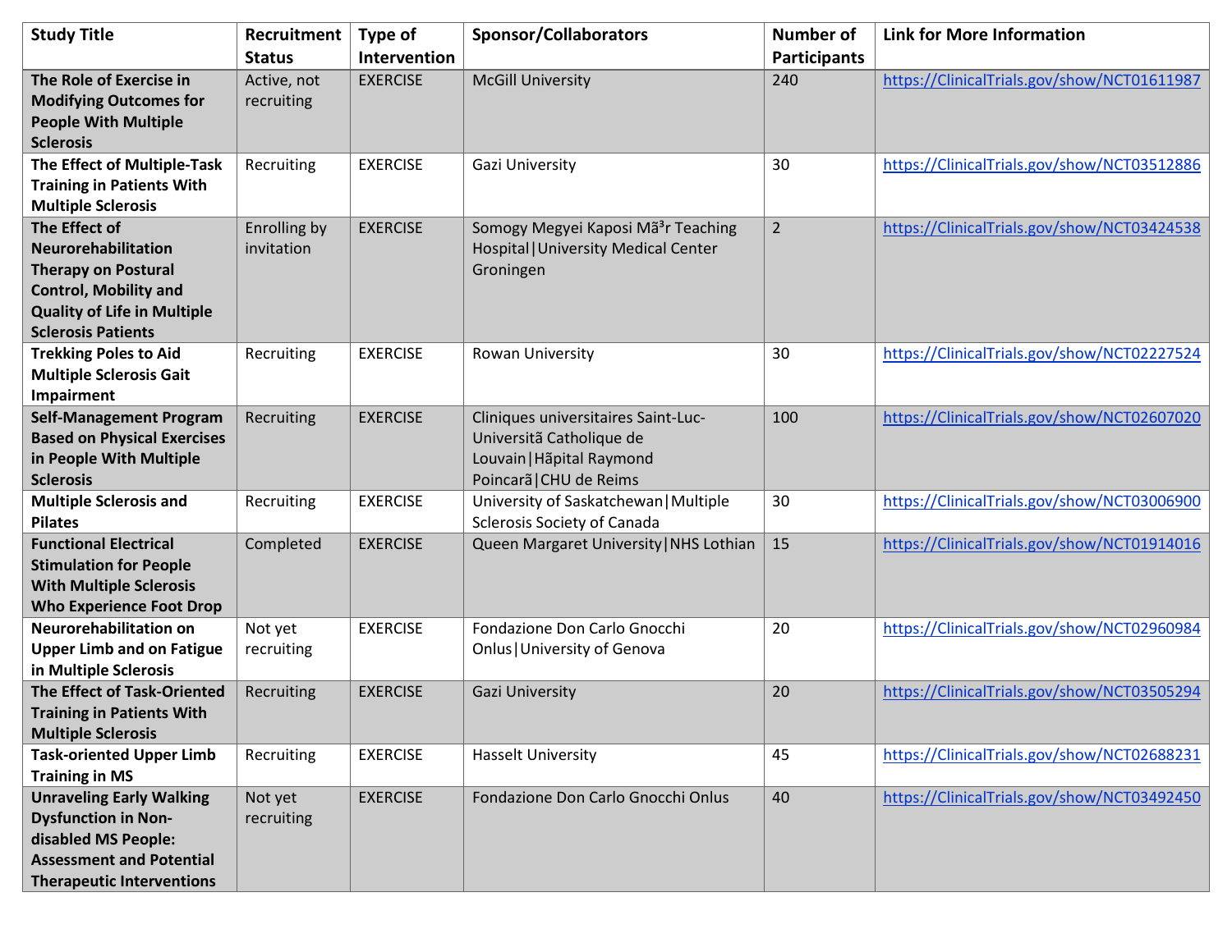| Study Title | Recruitment Status | Type of Intervention | Sponsor/Collaborators | Number of Participants | Link for More Information |
|---|---|---|---|---|---|
| **The Role of Exercise in Modifying Outcomes for People With Multiple Sclerosis** | Active, not recruiting | EXERCISE | McGill University | 240 | https://ClinicalTrials.gov/show/NCT01611987 |
| **The Effect of Multiple-Task Training in Patients With Multiple Sclerosis** | Recruiting | EXERCISE | Gazi University | 30 | https://ClinicalTrials.gov/show/NCT03512886 |
| **The Effect of Neurorehabilitation Therapy on Postural Control, Mobility and Quality of Life in Multiple Sclerosis Patients** | Enrolling by invitation | EXERCISE | Somogy Megyei Kaposi MÃ³r Teaching Hospital\|University Medical Center Groningen | 2 | https://ClinicalTrials.gov/show/NCT03424538 |
| **Trekking Poles to Aid Multiple Sclerosis Gait Impairment** | Recruiting | EXERCISE | Rowan University | 30 | https://ClinicalTrials.gov/show/NCT02227524 |
| **Self-Management Program Based on Physical Exercises in People With Multiple Sclerosis** | Recruiting | EXERCISE | Cliniques universitaires Saint-Luc- UniversitÃ Catholique de Louvain\|HÃpital Raymond PoincarÃ\|CHU de Reims | 100 | https://ClinicalTrials.gov/show/NCT02607020 |
| **Multiple Sclerosis and Pilates** | Recruiting | EXERCISE | University of Saskatchewan\|Multiple Sclerosis Society of Canada | 30 | https://ClinicalTrials.gov/show/NCT03006900 |
| **Functional Electrical Stimulation for People With Multiple Sclerosis Who Experience Foot Drop** | Completed | EXERCISE | Queen Margaret University\|NHS Lothian | 15 | https://ClinicalTrials.gov/show/NCT01914016 |
| **Neurorehabilitation on Upper Limb and on Fatigue in Multiple Sclerosis** | Not yet recruiting | EXERCISE | Fondazione Don Carlo Gnocchi Onlus\|University of Genova | 20 | https://ClinicalTrials.gov/show/NCT02960984 |
| **The Effect of Task-Oriented Training in Patients With Multiple Sclerosis** | Recruiting | EXERCISE | Gazi University | 20 | https://ClinicalTrials.gov/show/NCT03505294 |
| **Task-oriented Upper Limb Training in MS** | Recruiting | EXERCISE | Hasselt University | 45 | https://ClinicalTrials.gov/show/NCT02688231 |
| **Unraveling Early Walking Dysfunction in Non-disabled MS People: Assessment and Potential Therapeutic Interventions** | Not yet recruiting | EXERCISE | Fondazione Don Carlo Gnocchi Onlus | 40 | https://ClinicalTrials.gov/show/NCT03492450 |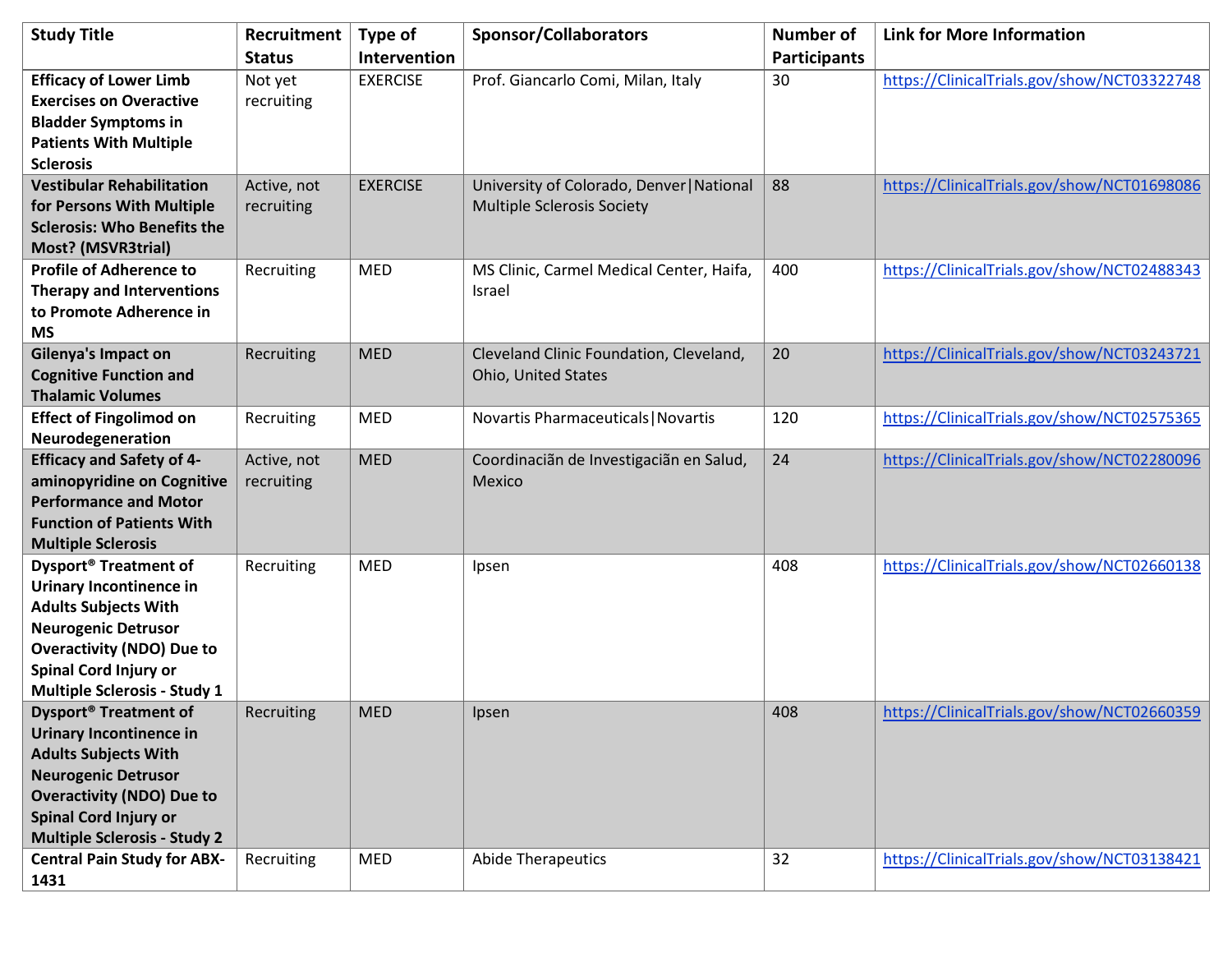| Study Title | Recruitment Status | Type of Intervention | Sponsor/Collaborators | Number of Participants | Link for More Information |
|---|---|---|---|---|---|
| **Efficacy of Lower Limb Exercises on Overactive Bladder Symptoms in Patients With Multiple Sclerosis** | Not yet recruiting | EXERCISE | Prof. Giancarlo Comi, Milan, Italy | 30 | https://ClinicalTrials.gov/show/NCT03322748 |
| **Vestibular Rehabilitation for Persons With Multiple Sclerosis: Who Benefits the Most? (MSVR3trial)** | Active, not recruiting | EXERCISE | University of Colorado, Denver\|National Multiple Sclerosis Society | 88 | https://ClinicalTrials.gov/show/NCT01698086 |
| **Profile of Adherence to Therapy and Interventions to Promote Adherence in MS** | Recruiting | MED | MS Clinic, Carmel Medical Center, Haifa, Israel | 400 | https://ClinicalTrials.gov/show/NCT02488343 |
| **Gilenya's Impact on Cognitive Function and Thalamic Volumes** | Recruiting | MED | Cleveland Clinic Foundation, Cleveland, Ohio, United States | 20 | https://ClinicalTrials.gov/show/NCT03243721 |
| **Effect of Fingolimod on Neurodegeneration** | Recruiting | MED | Novartis Pharmaceuticals\|Novartis | 120 | https://ClinicalTrials.gov/show/NCT02575365 |
| **Efficacy and Safety of 4-aminopyridine on Cognitive Performance and Motor Function of Patients With Multiple Sclerosis** | Active, not recruiting | MED | Coordinaciãn de Investigaciãn en Salud, Mexico | 24 | https://ClinicalTrials.gov/show/NCT02280096 |
| **Dysport® Treatment of Urinary Incontinence in Adults Subjects With Neurogenic Detrusor Overactivity (NDO) Due to Spinal Cord Injury or Multiple Sclerosis - Study 1** | Recruiting | MED | Ipsen | 408 | https://ClinicalTrials.gov/show/NCT02660138 |
| **Dysport® Treatment of Urinary Incontinence in Adults Subjects With Neurogenic Detrusor Overactivity (NDO) Due to Spinal Cord Injury or Multiple Sclerosis - Study 2** | Recruiting | MED | Ipsen | 408 | https://ClinicalTrials.gov/show/NCT02660359 |
| **Central Pain Study for ABX-1431** | Recruiting | MED | Abide Therapeutics | 32 | https://ClinicalTrials.gov/show/NCT03138421 |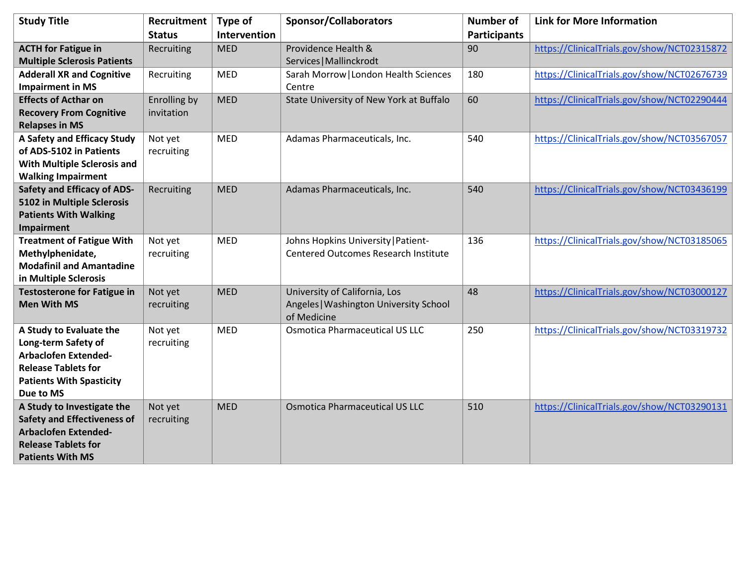| Study Title | Recruitment Status | Type of Intervention | Sponsor/Collaborators | Number of Participants | Link for More Information |
|---|---|---|---|---|---|
| **ACTH for Fatigue in Multiple Sclerosis Patients** | Recruiting | MED | Providence Health & Services\|Mallinckrodt | 90 | https://ClinicalTrials.gov/show/NCT02315872 |
| **Adderall XR and Cognitive Impairment in MS** | Recruiting | MED | Sarah Morrow\|London Health Sciences Centre | 180 | https://ClinicalTrials.gov/show/NCT02676739 |
| **Effects of Acthar on Recovery From Cognitive Relapses in MS** | Enrolling by invitation | MED | State University of New York at Buffalo | 60 | https://ClinicalTrials.gov/show/NCT02290444 |
| **A Safety and Efficacy Study of ADS-5102 in Patients With Multiple Sclerosis and Walking Impairment** | Not yet recruiting | MED | Adamas Pharmaceuticals, Inc. | 540 | https://ClinicalTrials.gov/show/NCT03567057 |
| **Safety and Efficacy of ADS-5102 in Multiple Sclerosis Patients With Walking Impairment** | Recruiting | MED | Adamas Pharmaceuticals, Inc. | 540 | https://ClinicalTrials.gov/show/NCT03436199 |
| **Treatment of Fatigue With Methylphenidate, Modafinil and Amantadine in Multiple Sclerosis** | Not yet recruiting | MED | Johns Hopkins University\|Patient-Centered Outcomes Research Institute | 136 | https://ClinicalTrials.gov/show/NCT03185065 |
| **Testosterone for Fatigue in Men With MS** | Not yet recruiting | MED | University of California, Los Angeles\|Washington University School of Medicine | 48 | https://ClinicalTrials.gov/show/NCT03000127 |
| **A Study to Evaluate the Long-term Safety of Arbaclofen Extended-Release Tablets for Patients With Spasticity Due to MS** | Not yet recruiting | MED | Osmotica Pharmaceutical US LLC | 250 | https://ClinicalTrials.gov/show/NCT03319732 |
| **A Study to Investigate the Safety and Effectiveness of Arbaclofen Extended-Release Tablets for Patients With MS** | Not yet recruiting | MED | Osmotica Pharmaceutical US LLC | 510 | https://ClinicalTrials.gov/show/NCT03290131 |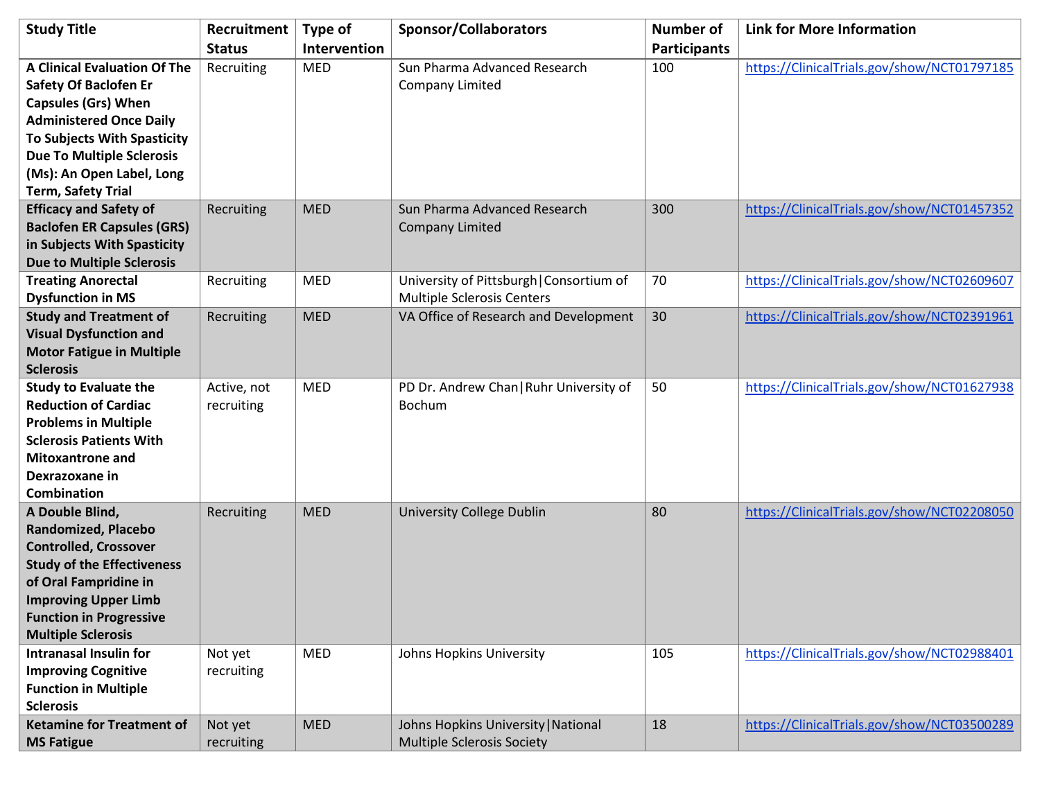| Study Title | Recruitment Status | Type of Intervention | Sponsor/Collaborators | Number of Participants | Link for More Information |
|---|---|---|---|---|---|
| **A Clinical Evaluation Of The Safety Of Baclofen Er Capsules (Grs) When Administered Once Daily To Subjects With Spasticity Due To Multiple Sclerosis (Ms): An Open Label, Long Term, Safety Trial** | Recruiting | MED | Sun Pharma Advanced Research Company Limited | 100 | https://ClinicalTrials.gov/show/NCT01797185 |
| **Efficacy and Safety of Baclofen ER Capsules (GRS) in Subjects With Spasticity Due to Multiple Sclerosis** | Recruiting | MED | Sun Pharma Advanced Research Company Limited | 300 | https://ClinicalTrials.gov/show/NCT01457352 |
| **Treating Anorectal Dysfunction in MS** | Recruiting | MED | University of Pittsburgh\|Consortium of Multiple Sclerosis Centers | 70 | https://ClinicalTrials.gov/show/NCT02609607 |
| **Study and Treatment of Visual Dysfunction and Motor Fatigue in Multiple Sclerosis** | Recruiting | MED | VA Office of Research and Development | 30 | https://ClinicalTrials.gov/show/NCT02391961 |
| **Study to Evaluate the Reduction of Cardiac Problems in Multiple Sclerosis Patients With Mitoxantrone and Dexrazoxane in Combination** | Active, not recruiting | MED | PD Dr. Andrew Chan\|Ruhr University of Bochum | 50 | https://ClinicalTrials.gov/show/NCT01627938 |
| **A Double Blind, Randomized, Placebo Controlled, Crossover Study of the Effectiveness of Oral Fampridine in Improving Upper Limb Function in Progressive Multiple Sclerosis** | Recruiting | MED | University College Dublin | 80 | https://ClinicalTrials.gov/show/NCT02208050 |
| **Intranasal Insulin for Improving Cognitive Function in Multiple Sclerosis** | Not yet recruiting | MED | Johns Hopkins University | 105 | https://ClinicalTrials.gov/show/NCT02988401 |
| **Ketamine for Treatment of MS Fatigue** | Not yet recruiting | MED | Johns Hopkins University\|National Multiple Sclerosis Society | 18 | https://ClinicalTrials.gov/show/NCT03500289 |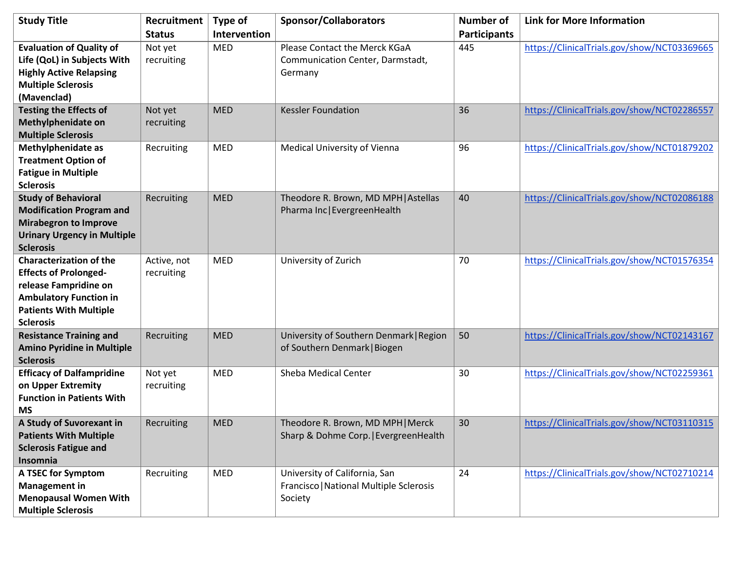| Study Title | Recruitment Status | Type of Intervention | Sponsor/Collaborators | Number of Participants | Link for More Information |
|---|---|---|---|---|---|
| **Evaluation of Quality of Life (QoL) in Subjects With Highly Active Relapsing Multiple Sclerosis (Mavenclad)** | Not yet recruiting | MED | Please Contact the Merck KGaA Communication Center, Darmstadt, Germany | 445 | https://ClinicalTrials.gov/show/NCT03369665 |
| **Testing the Effects of Methylphenidate on Multiple Sclerosis** | Not yet recruiting | MED | Kessler Foundation | 36 | https://ClinicalTrials.gov/show/NCT02286557 |
| **Methylphenidate as Treatment Option of Fatigue in Multiple Sclerosis** | Recruiting | MED | Medical University of Vienna | 96 | https://ClinicalTrials.gov/show/NCT01879202 |
| **Study of Behavioral Modification Program and Mirabegron to Improve Urinary Urgency in Multiple Sclerosis** | Recruiting | MED | Theodore R. Brown, MD MPH\|Astellas Pharma Inc\|EvergreenHealth | 40 | https://ClinicalTrials.gov/show/NCT02086188 |
| **Characterization of the Effects of Prolonged-release Fampridine on Ambulatory Function in Patients With Multiple Sclerosis** | Active, not recruiting | MED | University of Zurich | 70 | https://ClinicalTrials.gov/show/NCT01576354 |
| **Resistance Training and Amino Pyridine in Multiple Sclerosis** | Recruiting | MED | University of Southern Denmark\|Region of Southern Denmark\|Biogen | 50 | https://ClinicalTrials.gov/show/NCT02143167 |
| **Efficacy of Dalfampridine on Upper Extremity Function in Patients With MS** | Not yet recruiting | MED | Sheba Medical Center | 30 | https://ClinicalTrials.gov/show/NCT02259361 |
| **A Study of Suvorexant in Patients With Multiple Sclerosis Fatigue and Insomnia** | Recruiting | MED | Theodore R. Brown, MD MPH\|Merck Sharp & Dohme Corp.\|EvergreenHealth | 30 | https://ClinicalTrials.gov/show/NCT03110315 |
| **A TSEC for Symptom Management in Menopausal Women With Multiple Sclerosis** | Recruiting | MED | University of California, San Francisco\|National Multiple Sclerosis Society | 24 | https://ClinicalTrials.gov/show/NCT02710214 |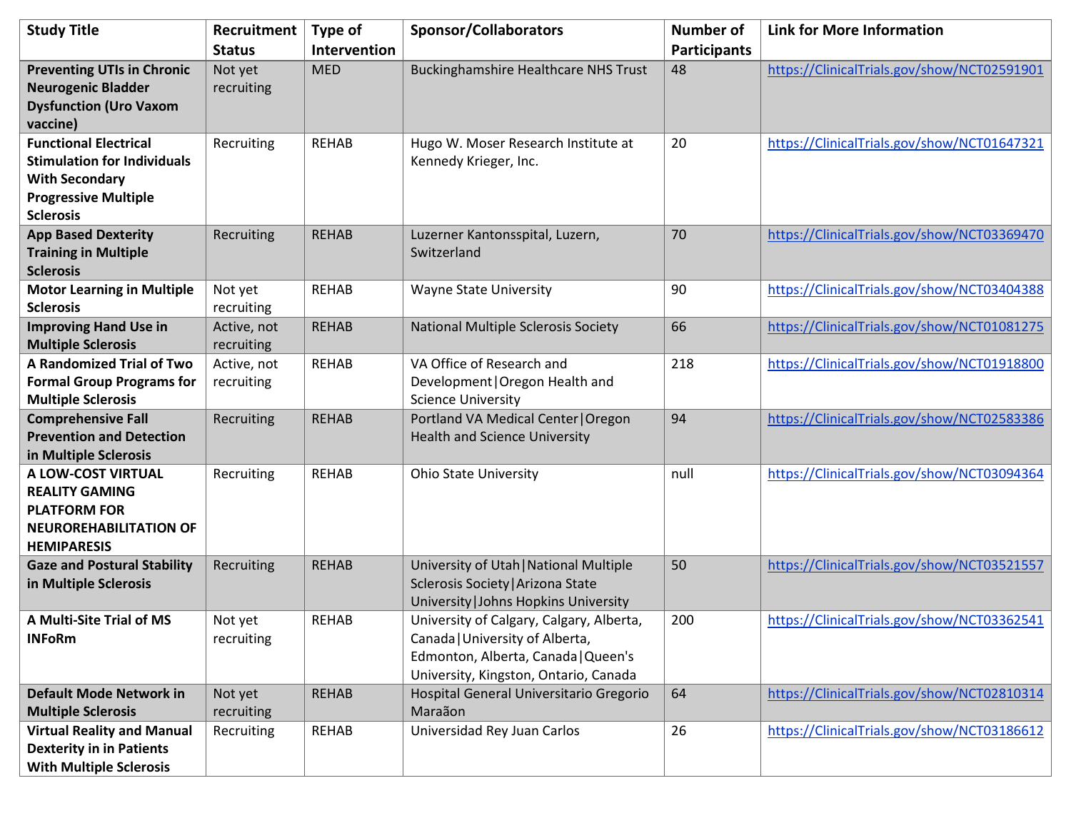| Study Title | Recruitment Status | Type of Intervention | Sponsor/Collaborators | Number of Participants | Link for More Information |
|---|---|---|---|---|---|
| **Preventing UTIs in Chronic Neurogenic Bladder Dysfunction (Uro Vaxom vaccine)** | Not yet recruiting | MED | Buckinghamshire Healthcare NHS Trust | 48 | https://ClinicalTrials.gov/show/NCT02591901 |
| **Functional Electrical Stimulation for Individuals With Secondary Progressive Multiple Sclerosis** | Recruiting | REHAB | Hugo W. Moser Research Institute at Kennedy Krieger, Inc. | 20 | https://ClinicalTrials.gov/show/NCT01647321 |
| **App Based Dexterity Training in Multiple Sclerosis** | Recruiting | REHAB | Luzerner Kantonsspital, Luzern, Switzerland | 70 | https://ClinicalTrials.gov/show/NCT03369470 |
| **Motor Learning in Multiple Sclerosis** | Not yet recruiting | REHAB | Wayne State University | 90 | https://ClinicalTrials.gov/show/NCT03404388 |
| **Improving Hand Use in Multiple Sclerosis** | Active, not recruiting | REHAB | National Multiple Sclerosis Society | 66 | https://ClinicalTrials.gov/show/NCT01081275 |
| **A Randomized Trial of Two Formal Group Programs for Multiple Sclerosis** | Active, not recruiting | REHAB | VA Office of Research and Development\|Oregon Health and Science University | 218 | https://ClinicalTrials.gov/show/NCT01918800 |
| **Comprehensive Fall Prevention and Detection in Multiple Sclerosis** | Recruiting | REHAB | Portland VA Medical Center\|Oregon Health and Science University | 94 | https://ClinicalTrials.gov/show/NCT02583386 |
| **A LOW-COST VIRTUAL REALITY GAMING PLATFORM FOR NEUROREHABILITATION OF HEMIPARESIS** | Recruiting | REHAB | Ohio State University | null | https://ClinicalTrials.gov/show/NCT03094364 |
| **Gaze and Postural Stability in Multiple Sclerosis** | Recruiting | REHAB | University of Utah\|National Multiple Sclerosis Society\|Arizona State University\|Johns Hopkins University | 50 | https://ClinicalTrials.gov/show/NCT03521557 |
| **A Multi-Site Trial of MS INFoRm** | Not yet recruiting | REHAB | University of Calgary, Calgary, Alberta, Canada\|University of Alberta, Edmonton, Alberta, Canada\|Queen's University, Kingston, Ontario, Canada | 200 | https://ClinicalTrials.gov/show/NCT03362541 |
| **Default Mode Network in Multiple Sclerosis** | Not yet recruiting | REHAB | Hospital General Universitario Gregorio Maraäon | 64 | https://ClinicalTrials.gov/show/NCT02810314 |
| **Virtual Reality and Manual Dexterity in in Patients With Multiple Sclerosis** | Recruiting | REHAB | Universidad Rey Juan Carlos | 26 | https://ClinicalTrials.gov/show/NCT03186612 |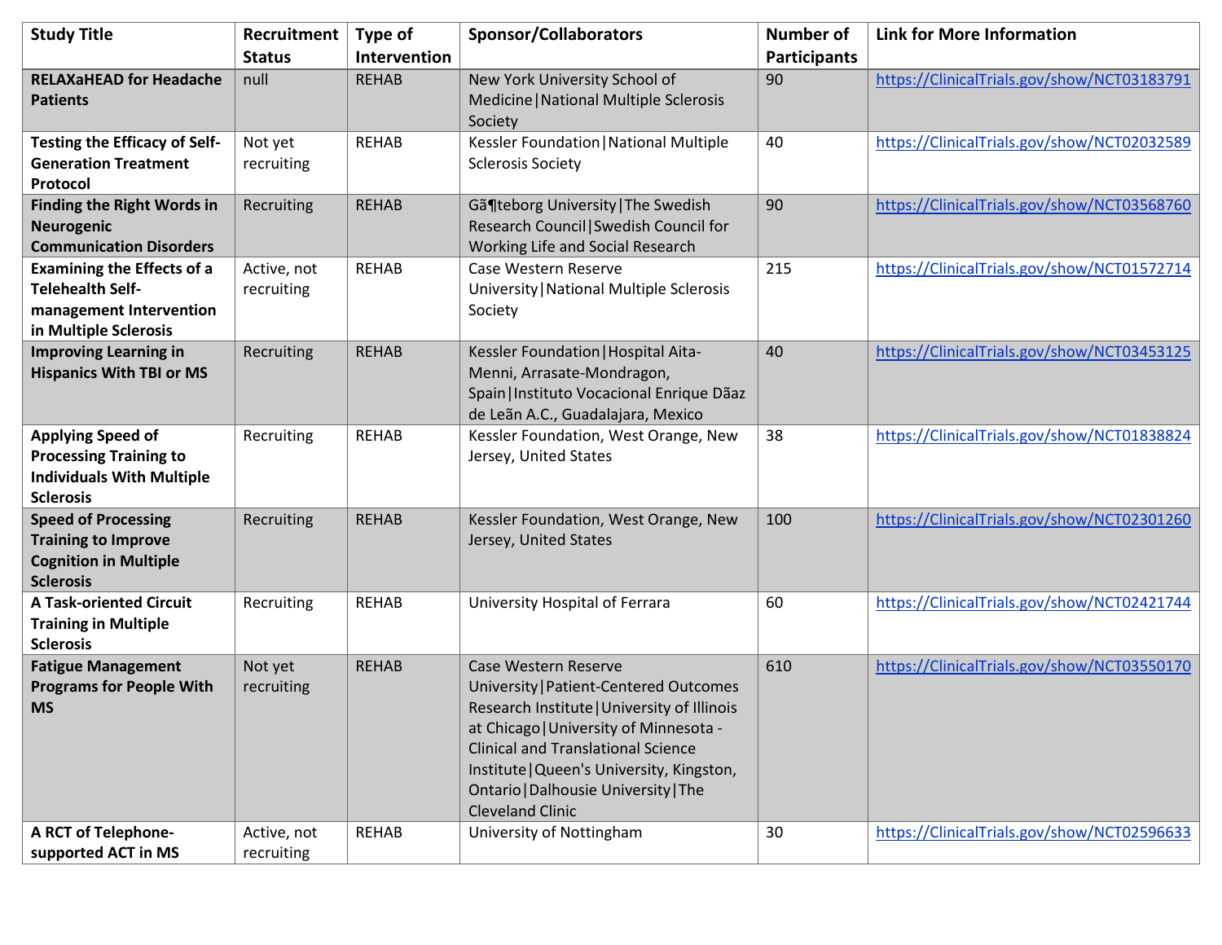| Study Title | Recruitment Status | Type of Intervention | Sponsor/Collaborators | Number of Participants | Link for More Information |
|---|---|---|---|---|---|
| **RELAXaHEAD for Headache Patients** | null | REHAB | New York University School of Medicine\|National Multiple Sclerosis Society | 90 | https://ClinicalTrials.gov/show/NCT03183791 |
| **Testing the Efficacy of Self-Generation Treatment Protocol** | Not yet recruiting | REHAB | Kessler Foundation\|National Multiple Sclerosis Society | 40 | https://ClinicalTrials.gov/show/NCT02032589 |
| **Finding the Right Words in Neurogenic Communication Disorders** | Recruiting | REHAB | Gã¶teborg University\|The Swedish Research Council\|Swedish Council for Working Life and Social Research | 90 | https://ClinicalTrials.gov/show/NCT03568760 |
| **Examining the Effects of a Telehealth Self-management Intervention in Multiple Sclerosis** | Active, not recruiting | REHAB | Case Western Reserve University\|National Multiple Sclerosis Society | 215 | https://ClinicalTrials.gov/show/NCT01572714 |
| **Improving Learning in Hispanics With TBI or MS** | Recruiting | REHAB | Kessler Foundation\|Hospital Aita-Menni, Arrasate-Mondragon, Spain\|Instituto Vocacional Enrique Dãaz de Leãn A.C., Guadalajara, Mexico | 40 | https://ClinicalTrials.gov/show/NCT03453125 |
| **Applying Speed of Processing Training to Individuals With Multiple Sclerosis** | Recruiting | REHAB | Kessler Foundation, West Orange, New Jersey, United States | 38 | https://ClinicalTrials.gov/show/NCT01838824 |
| **Speed of Processing Training to Improve Cognition in Multiple Sclerosis** | Recruiting | REHAB | Kessler Foundation, West Orange, New Jersey, United States | 100 | https://ClinicalTrials.gov/show/NCT02301260 |
| **A Task-oriented Circuit Training in Multiple Sclerosis** | Recruiting | REHAB | University Hospital of Ferrara | 60 | https://ClinicalTrials.gov/show/NCT02421744 |
| **Fatigue Management Programs for People With MS** | Not yet recruiting | REHAB | Case Western Reserve University\|Patient-Centered Outcomes Research Institute\|University of Illinois at Chicago\|University of Minnesota - Clinical and Translational Science Institute\|Queen's University, Kingston, Ontario\|Dalhousie University\|The Cleveland Clinic | 610 | https://ClinicalTrials.gov/show/NCT03550170 |
| **A RCT of Telephone-supported ACT in MS** | Active, not recruiting | REHAB | University of Nottingham | 30 | https://ClinicalTrials.gov/show/NCT02596633 |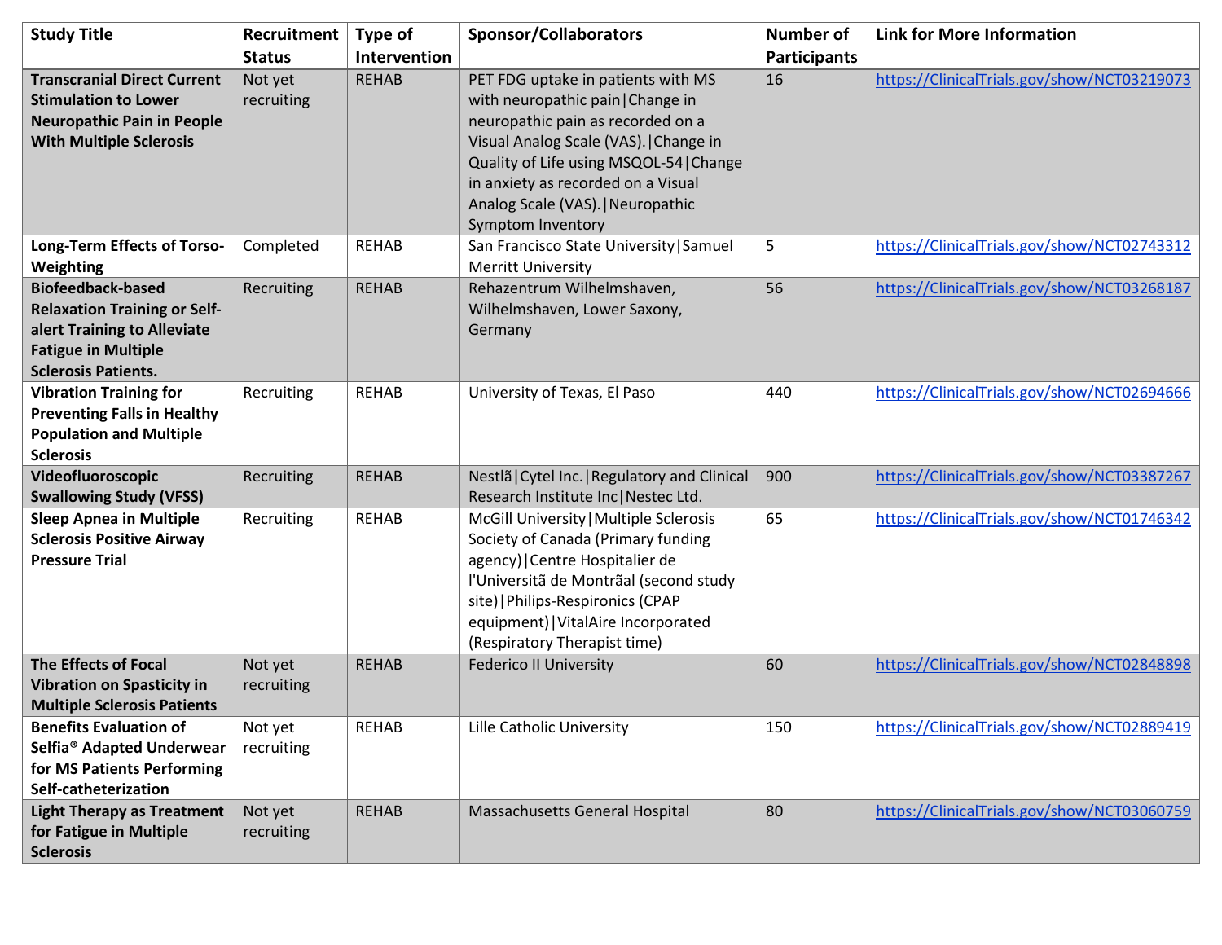| Study Title | Recruitment Status | Type of Intervention | Sponsor/Collaborators | Number of Participants | Link for More Information |
|---|---|---|---|---|---|
| **Transcranial Direct Current Stimulation to Lower Neuropathic Pain in People With Multiple Sclerosis** | Not yet recruiting | REHAB | PET FDG uptake in patients with MS with neuropathic pain\|Change in neuropathic pain as recorded on a Visual Analog Scale (VAS).\|Change in Quality of Life using MSQOL-54\|Change in anxiety as recorded on a Visual Analog Scale (VAS).\|Neuropathic Symptom Inventory | 16 | https://ClinicalTrials.gov/show/NCT03219073 |
| **Long-Term Effects of Torso-Weighting** | Completed | REHAB | San Francisco State University\|Samuel Merritt University | 5 | https://ClinicalTrials.gov/show/NCT02743312 |
| **Biofeedback-based Relaxation Training or Self-alert Training to Alleviate Fatigue in Multiple Sclerosis Patients.** | Recruiting | REHAB | Rehazentrum Wilhelmshaven, Wilhelmshaven, Lower Saxony, Germany | 56 | https://ClinicalTrials.gov/show/NCT03268187 |
| **Vibration Training for Preventing Falls in Healthy Population and Multiple Sclerosis** | Recruiting | REHAB | University of Texas, El Paso | 440 | https://ClinicalTrials.gov/show/NCT02694666 |
| **Videofluoroscopic Swallowing Study (VFSS)** | Recruiting | REHAB | Nestlã\|Cytel Inc.\|Regulatory and Clinical Research Institute Inc\|Nestec Ltd. | 900 | https://ClinicalTrials.gov/show/NCT03387267 |
| **Sleep Apnea in Multiple Sclerosis Positive Airway Pressure Trial** | Recruiting | REHAB | McGill University\|Multiple Sclerosis Society of Canada (Primary funding agency)\|Centre Hospitalier de l'Universitã de Montrãal (second study site)\|Philips-Respironics (CPAP equipment)\|VitalAire Incorporated (Respiratory Therapist time) | 65 | https://ClinicalTrials.gov/show/NCT01746342 |
| **The Effects of Focal Vibration on Spasticity in Multiple Sclerosis Patients** | Not yet recruiting | REHAB | Federico II University | 60 | https://ClinicalTrials.gov/show/NCT02848898 |
| **Benefits Evaluation of Selfia® Adapted Underwear for MS Patients Performing Self-catheterization** | Not yet recruiting | REHAB | Lille Catholic University | 150 | https://ClinicalTrials.gov/show/NCT02889419 |
| **Light Therapy as Treatment for Fatigue in Multiple Sclerosis** | Not yet recruiting | REHAB | Massachusetts General Hospital | 80 | https://ClinicalTrials.gov/show/NCT03060759 |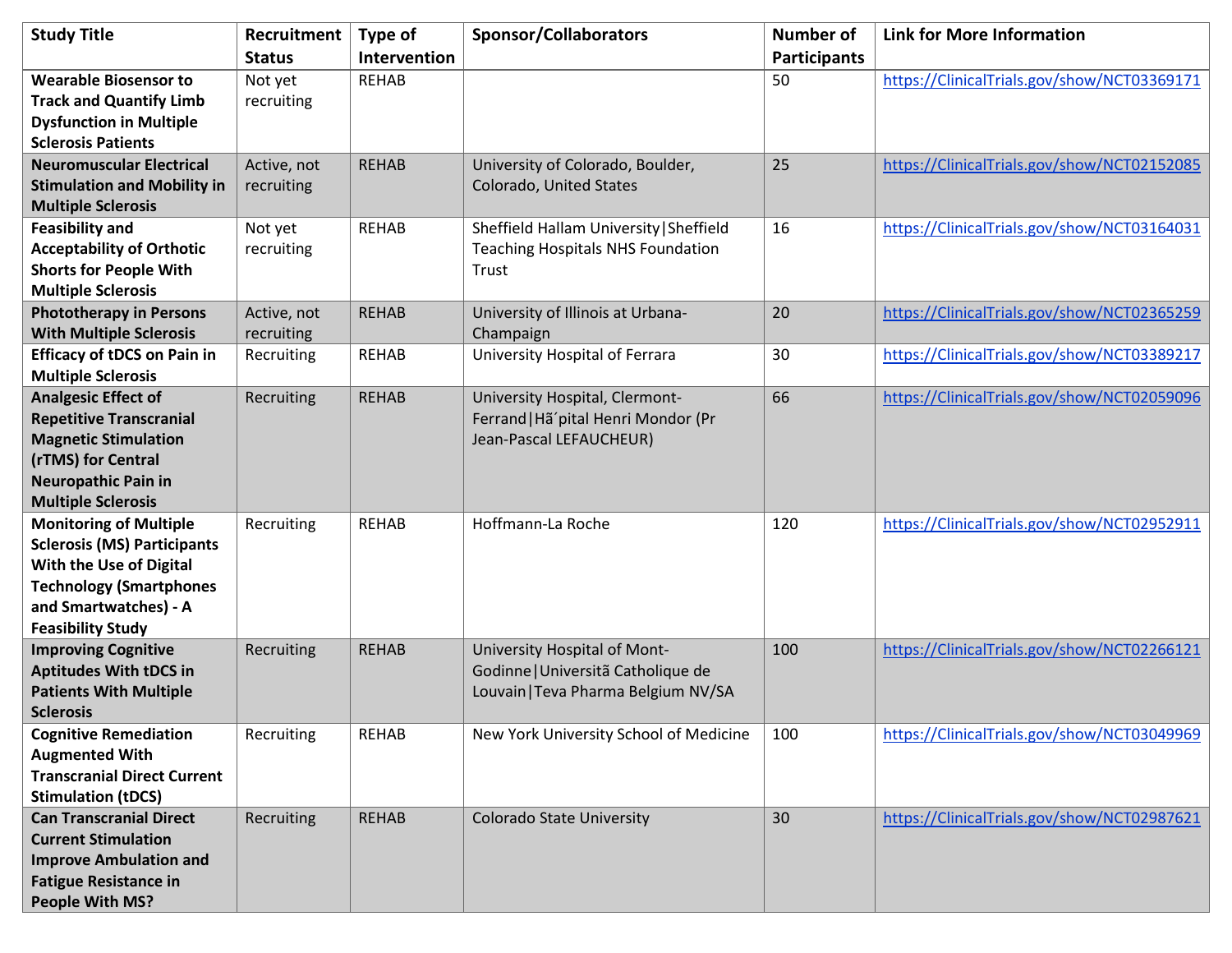| Study Title | Recruitment Status | Type of Intervention | Sponsor/Collaborators | Number of Participants | Link for More Information |
|---|---|---|---|---|---|
| **Wearable Biosensor to Track and Quantify Limb Dysfunction in Multiple Sclerosis Patients** | Not yet recruiting | REHAB | | 50 | https://ClinicalTrials.gov/show/NCT03369171 |
| **Neuromuscular Electrical Stimulation and Mobility in Multiple Sclerosis** | Active, not recruiting | REHAB | University of Colorado, Boulder, Colorado, United States | 25 | https://ClinicalTrials.gov/show/NCT02152085 |
| **Feasibility and Acceptability of Orthotic Shorts for People With Multiple Sclerosis** | Not yet recruiting | REHAB | Sheffield Hallam University\|Sheffield Teaching Hospitals NHS Foundation Trust | 16 | https://ClinicalTrials.gov/show/NCT03164031 |
| **Phototherapy in Persons With Multiple Sclerosis** | Active, not recruiting | REHAB | University of Illinois at Urbana-Champaign | 20 | https://ClinicalTrials.gov/show/NCT02365259 |
| **Efficacy of tDCS on Pain in Multiple Sclerosis** | Recruiting | REHAB | University Hospital of Ferrara | 30 | https://ClinicalTrials.gov/show/NCT03389217 |
| **Analgesic Effect of Repetitive Transcranial Magnetic Stimulation (rTMS) for Central Neuropathic Pain in Multiple Sclerosis** | Recruiting | REHAB | University Hospital, Clermont-Ferrand\|Hã´pital Henri Mondor (Pr Jean-Pascal LEFAUCHEUR) | 66 | https://ClinicalTrials.gov/show/NCT02059096 |
| **Monitoring of Multiple Sclerosis (MS) Participants With the Use of Digital Technology (Smartphones and Smartwatches) - A Feasibility Study** | Recruiting | REHAB | Hoffmann-La Roche | 120 | https://ClinicalTrials.gov/show/NCT02952911 |
| **Improving Cognitive Aptitudes With tDCS in Patients With Multiple Sclerosis** | Recruiting | REHAB | University Hospital of Mont-Godinne\|Universitã Catholique de Louvain\|Teva Pharma Belgium NV/SA | 100 | https://ClinicalTrials.gov/show/NCT02266121 |
| **Cognitive Remediation Augmented With Transcranial Direct Current Stimulation (tDCS)** | Recruiting | REHAB | New York University School of Medicine | 100 | https://ClinicalTrials.gov/show/NCT03049969 |
| **Can Transcranial Direct Current Stimulation Improve Ambulation and Fatigue Resistance in People With MS?** | Recruiting | REHAB | Colorado State University | 30 | https://ClinicalTrials.gov/show/NCT02987621 |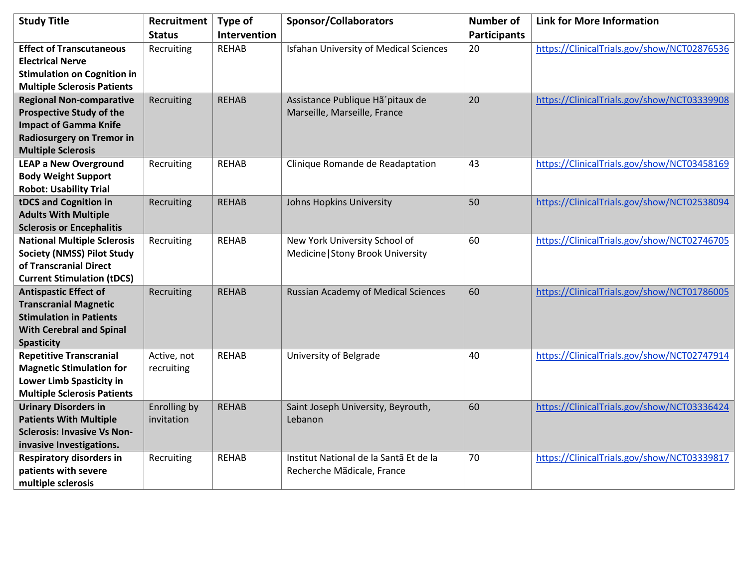| Study Title | Recruitment Status | Type of Intervention | Sponsor/Collaborators | Number of Participants | Link for More Information |
|---|---|---|---|---|---|
| **Effect of Transcutaneous Electrical Nerve Stimulation on Cognition in Multiple Sclerosis Patients** | Recruiting | REHAB | Isfahan University of Medical Sciences | 20 | https://ClinicalTrials.gov/show/NCT02876536 |
| **Regional Non-comparative Prospective Study of the Impact of Gamma Knife Radiosurgery on Tremor in Multiple Sclerosis** | Recruiting | REHAB | Assistance Publique Hã´pitaux de Marseille, Marseille, France | 20 | https://ClinicalTrials.gov/show/NCT03339908 |
| **LEAP a New Overground Body Weight Support Robot: Usability Trial** | Recruiting | REHAB | Clinique Romande de Readaptation | 43 | https://ClinicalTrials.gov/show/NCT03458169 |
| **tDCS and Cognition in Adults With Multiple Sclerosis or Encephalitis** | Recruiting | REHAB | Johns Hopkins University | 50 | https://ClinicalTrials.gov/show/NCT02538094 |
| **National Multiple Sclerosis Society (NMSS) Pilot Study of Transcranial Direct Current Stimulation (tDCS)** | Recruiting | REHAB | New York University School of Medicine\|Stony Brook University | 60 | https://ClinicalTrials.gov/show/NCT02746705 |
| **Antispastic Effect of Transcranial Magnetic Stimulation in Patients With Cerebral and Spinal Spasticity** | Recruiting | REHAB | Russian Academy of Medical Sciences | 60 | https://ClinicalTrials.gov/show/NCT01786005 |
| **Repetitive Transcranial Magnetic Stimulation for Lower Limb Spasticity in Multiple Sclerosis Patients** | Active, not recruiting | REHAB | University of Belgrade | 40 | https://ClinicalTrials.gov/show/NCT02747914 |
| **Urinary Disorders in Patients With Multiple Sclerosis: Invasive Vs Non-invasive Investigations.** | Enrolling by invitation | REHAB | Saint Joseph University, Beyrouth, Lebanon | 60 | https://ClinicalTrials.gov/show/NCT03336424 |
| **Respiratory disorders in patients with severe multiple sclerosis** | Recruiting | REHAB | Institut National de la Santã Et de la Recherche Mãdicale, France | 70 | https://ClinicalTrials.gov/show/NCT03339817 |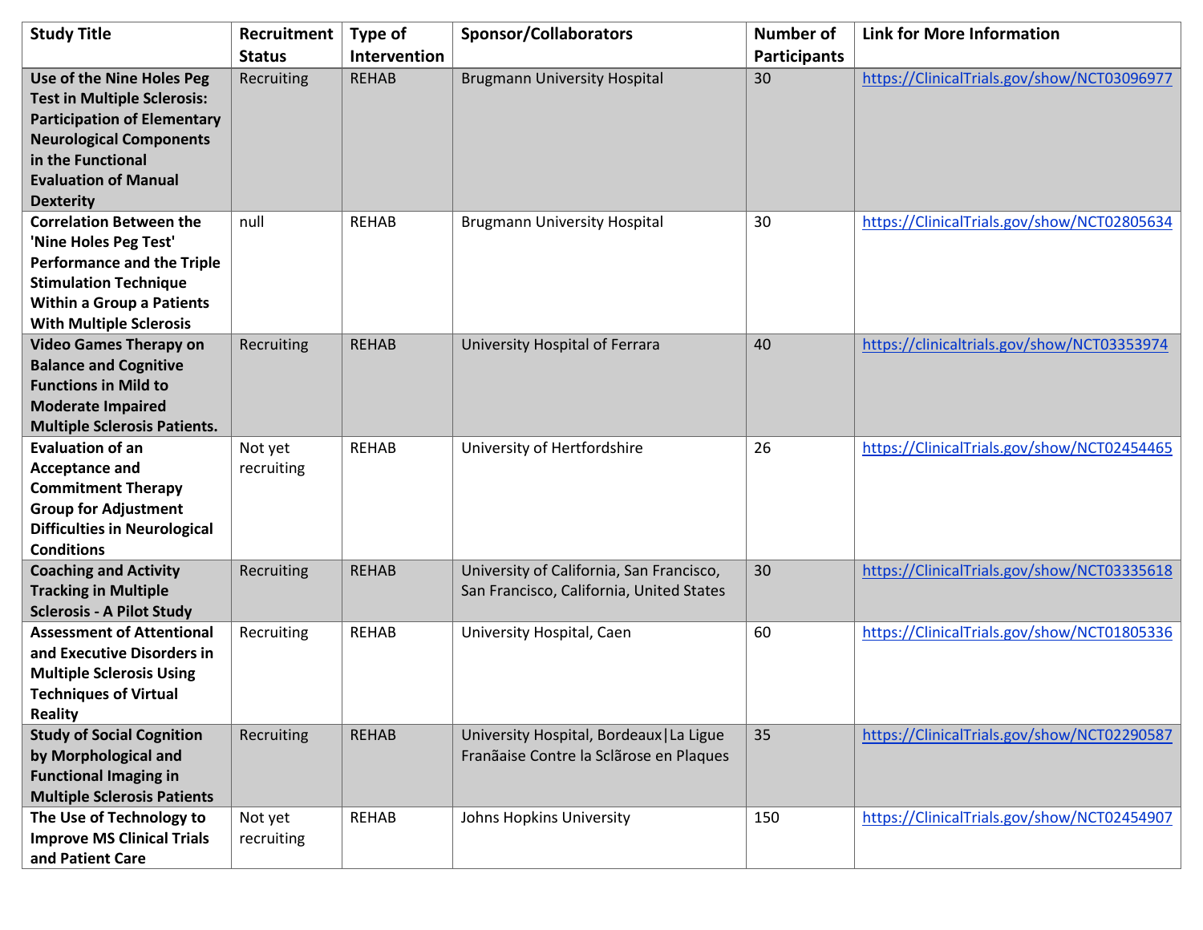| Study Title | Recruitment Status | Type of Intervention | Sponsor/Collaborators | Number of Participants | Link for More Information |
|---|---|---|---|---|---|
| **Use of the Nine Holes Peg Test in Multiple Sclerosis: Participation of Elementary Neurological Components in the Functional Evaluation of Manual Dexterity** | Recruiting | REHAB | Brugmann University Hospital | 30 | https://ClinicalTrials.gov/show/NCT03096977 |
| **Correlation Between the 'Nine Holes Peg Test' Performance and the Triple Stimulation Technique Within a Group a Patients With Multiple Sclerosis** | null | REHAB | Brugmann University Hospital | 30 | https://ClinicalTrials.gov/show/NCT02805634 |
| **Video Games Therapy on Balance and Cognitive Functions in Mild to Moderate Impaired Multiple Sclerosis Patients.** | Recruiting | REHAB | University Hospital of Ferrara | 40 | https://clinicaltrials.gov/show/NCT03353974 |
| **Evaluation of an Acceptance and Commitment Therapy Group for Adjustment Difficulties in Neurological Conditions** | Not yet recruiting | REHAB | University of Hertfordshire | 26 | https://ClinicalTrials.gov/show/NCT02454465 |
| **Coaching and Activity Tracking in Multiple Sclerosis - A Pilot Study** | Recruiting | REHAB | University of California, San Francisco, San Francisco, California, United States | 30 | https://ClinicalTrials.gov/show/NCT03335618 |
| **Assessment of Attentional and Executive Disorders in Multiple Sclerosis Using Techniques of Virtual Reality** | Recruiting | REHAB | University Hospital, Caen | 60 | https://ClinicalTrials.gov/show/NCT01805336 |
| **Study of Social Cognition by Morphological and Functional Imaging in Multiple Sclerosis Patients** | Recruiting | REHAB | University Hospital, Bordeaux\|La Ligue Franãaise Contre la Sclãrose en Plaques | 35 | https://ClinicalTrials.gov/show/NCT02290587 |
| **The Use of Technology to Improve MS Clinical Trials and Patient Care** | Not yet recruiting | REHAB | Johns Hopkins University | 150 | https://ClinicalTrials.gov/show/NCT02454907 |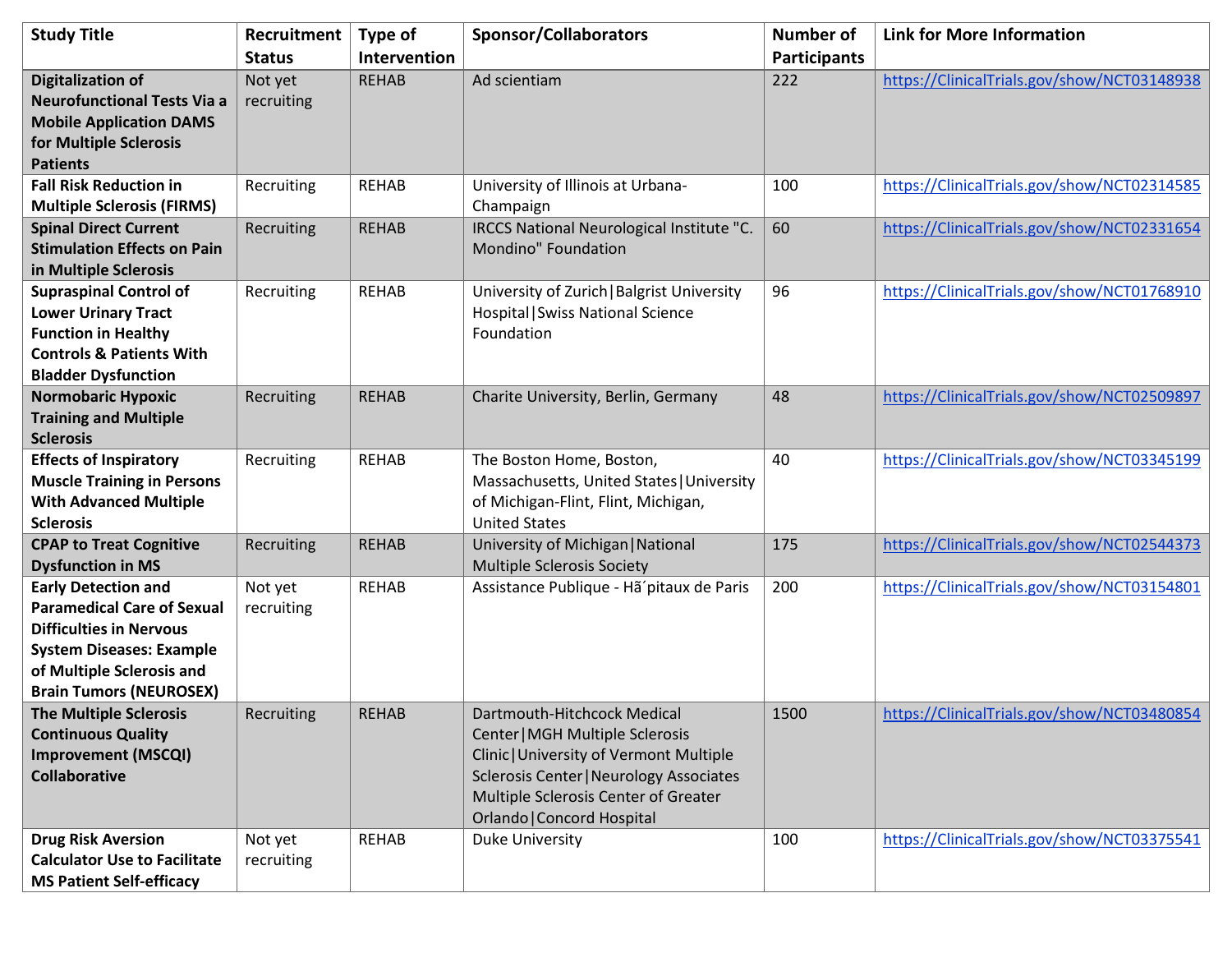| Study Title | Recruitment Status | Type of Intervention | Sponsor/Collaborators | Number of Participants | Link for More Information |
|---|---|---|---|---|---|
| **Digitalization of Neurofunctional Tests Via a Mobile Application DAMS for Multiple Sclerosis Patients** | Not yet recruiting | REHAB | Ad scientiam | 222 | https://ClinicalTrials.gov/show/NCT03148938 |
| **Fall Risk Reduction in Multiple Sclerosis (FIRMS)** | Recruiting | REHAB | University of Illinois at Urbana-Champaign | 100 | https://ClinicalTrials.gov/show/NCT02314585 |
| **Spinal Direct Current Stimulation Effects on Pain in Multiple Sclerosis** | Recruiting | REHAB | IRCCS National Neurological Institute "C. Mondino" Foundation | 60 | https://ClinicalTrials.gov/show/NCT02331654 |
| **Supraspinal Control of Lower Urinary Tract Function in Healthy Controls & Patients With Bladder Dysfunction** | Recruiting | REHAB | University of Zurich\|Balgrist University Hospital\|Swiss National Science Foundation | 96 | https://ClinicalTrials.gov/show/NCT01768910 |
| **Normobaric Hypoxic Training and Multiple Sclerosis** | Recruiting | REHAB | Charite University, Berlin, Germany | 48 | https://ClinicalTrials.gov/show/NCT02509897 |
| **Effects of Inspiratory Muscle Training in Persons With Advanced Multiple Sclerosis** | Recruiting | REHAB | The Boston Home, Boston, Massachusetts, United States\|University of Michigan-Flint, Flint, Michigan, United States | 40 | https://ClinicalTrials.gov/show/NCT03345199 |
| **CPAP to Treat Cognitive Dysfunction in MS** | Recruiting | REHAB | University of Michigan\|National Multiple Sclerosis Society | 175 | https://ClinicalTrials.gov/show/NCT02544373 |
| **Early Detection and Paramedical Care of Sexual Difficulties in Nervous System Diseases: Example of Multiple Sclerosis and Brain Tumors (NEUROSEX)** | Not yet recruiting | REHAB | Assistance Publique - Hã´pitaux de Paris | 200 | https://ClinicalTrials.gov/show/NCT03154801 |
| **The Multiple Sclerosis Continuous Quality Improvement (MSCQI) Collaborative** | Recruiting | REHAB | Dartmouth-Hitchcock Medical Center\|MGH Multiple Sclerosis Clinic\|University of Vermont Multiple Sclerosis Center\|Neurology Associates Multiple Sclerosis Center of Greater Orlando\|Concord Hospital | 1500 | https://ClinicalTrials.gov/show/NCT03480854 |
| **Drug Risk Aversion Calculator Use to Facilitate MS Patient Self-efficacy** | Not yet recruiting | REHAB | Duke University | 100 | https://ClinicalTrials.gov/show/NCT03375541 |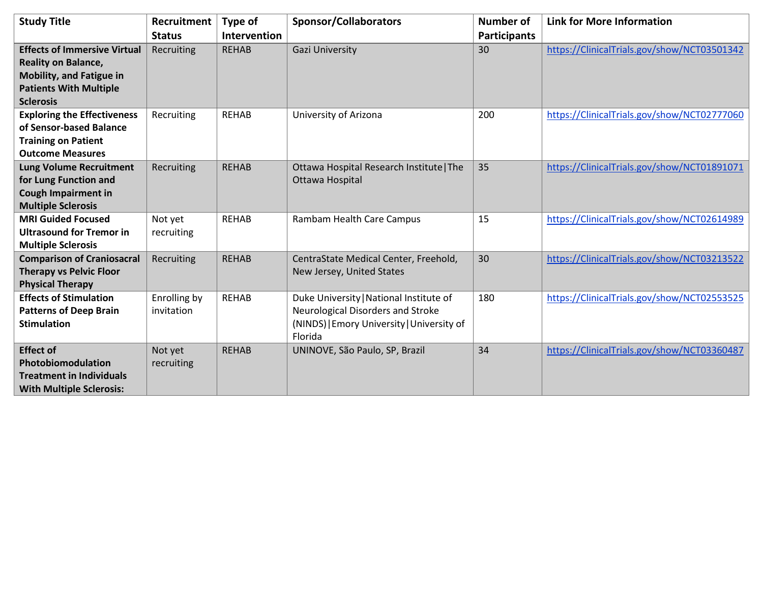| Study Title | Recruitment Status | Type of Intervention | Sponsor/Collaborators | Number of Participants | Link for More Information |
|---|---|---|---|---|---|
| **Effects of Immersive Virtual Reality on Balance, Mobility, and Fatigue in Patients With Multiple Sclerosis** | Recruiting | REHAB | Gazi University | 30 | https://ClinicalTrials.gov/show/NCT03501342 |
| **Exploring the Effectiveness of Sensor-based Balance Training on Patient Outcome Measures** | Recruiting | REHAB | University of Arizona | 200 | https://ClinicalTrials.gov/show/NCT02777060 |
| **Lung Volume Recruitment for Lung Function and Cough Impairment in Multiple Sclerosis** | Recruiting | REHAB | Ottawa Hospital Research Institute\|The Ottawa Hospital | 35 | https://ClinicalTrials.gov/show/NCT01891071 |
| **MRI Guided Focused Ultrasound for Tremor in Multiple Sclerosis** | Not yet recruiting | REHAB | Rambam Health Care Campus | 15 | https://ClinicalTrials.gov/show/NCT02614989 |
| **Comparison of Craniosacral Therapy vs Pelvic Floor Physical Therapy** | Recruiting | REHAB | CentraState Medical Center, Freehold, New Jersey, United States | 30 | https://ClinicalTrials.gov/show/NCT03213522 |
| **Effects of Stimulation Patterns of Deep Brain Stimulation** | Enrolling by invitation | REHAB | Duke University\|National Institute of Neurological Disorders and Stroke (NINDS)\|Emory University\|University of Florida | 180 | https://ClinicalTrials.gov/show/NCT02553525 |
| **Effect of Photobiomodulation Treatment in Individuals With Multiple Sclerosis:** | Not yet recruiting | REHAB | UNINOVE, São Paulo, SP, Brazil | 34 | https://ClinicalTrials.gov/show/NCT03360487 |